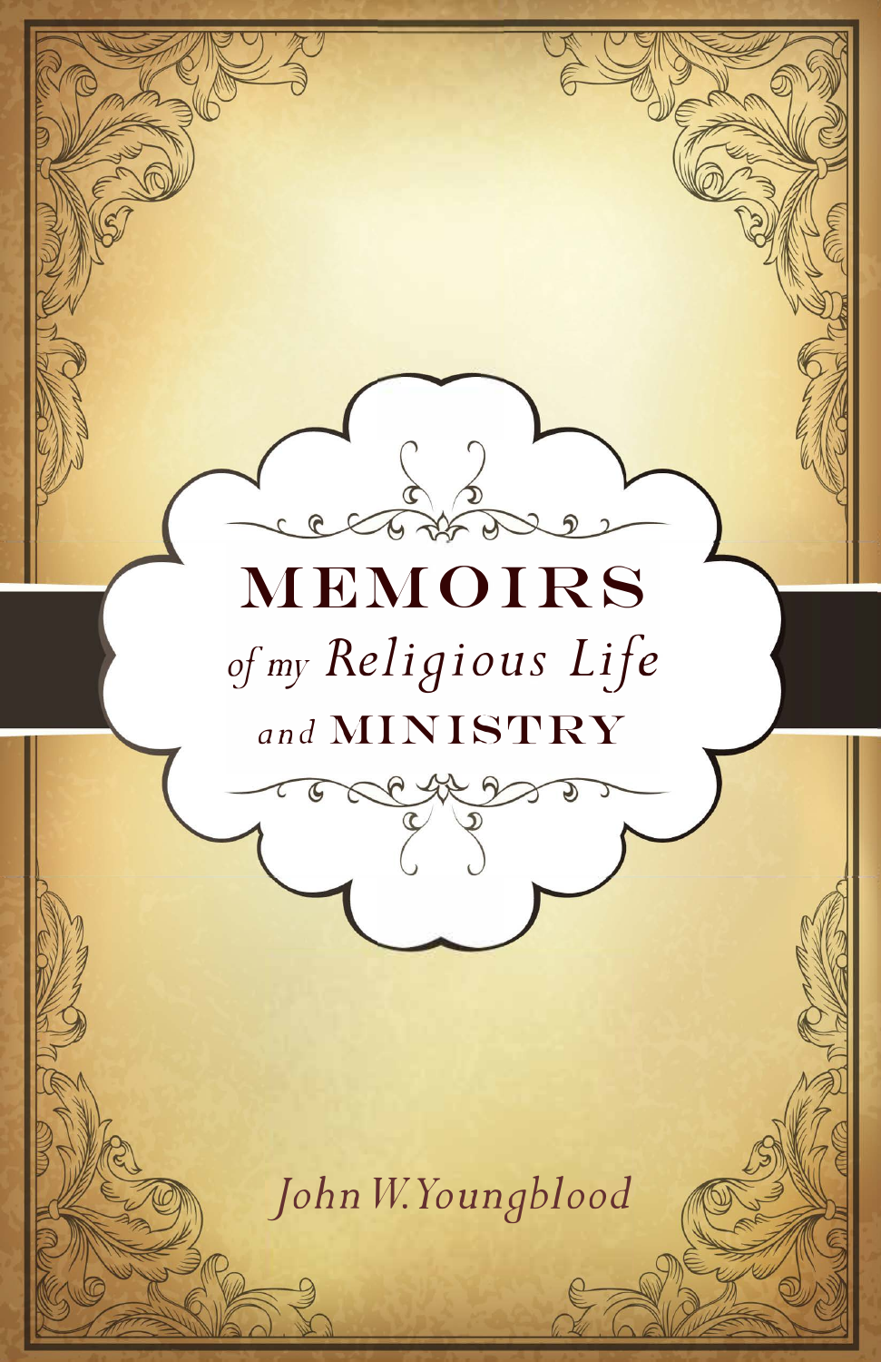# MEMOIRS *of my Religious Life* and MINISTRY

*John W. Youngblood*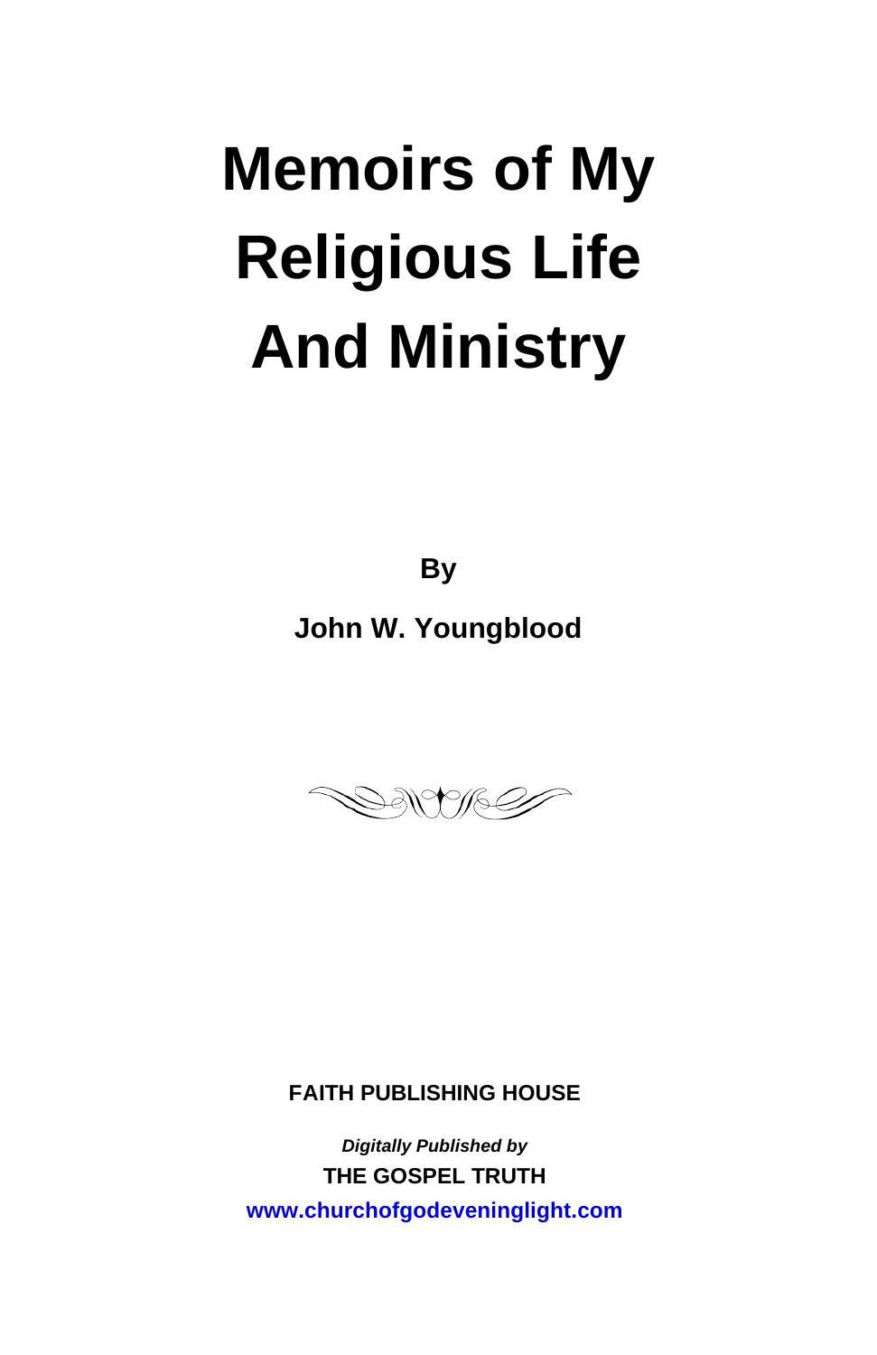# Memoirs of My Religious Life And Ministry

**By**

**John W. Youngblood**

**FAITH PUBLISHING HOUSE**

***Digitally Published by***

**THE GOSPEL TRUTH**

**www.churchofgodeveninglight.com**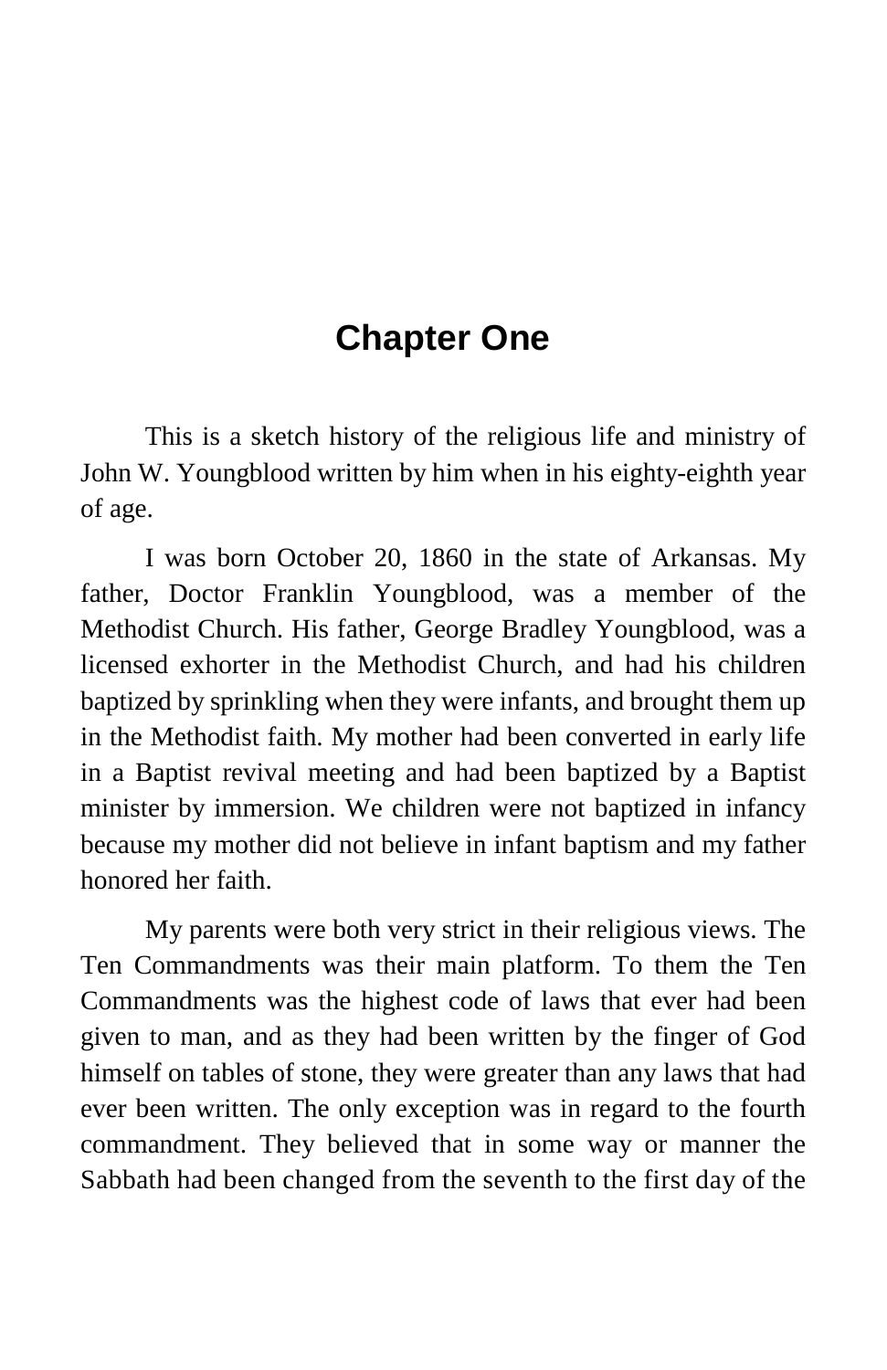# Chapter One

This is a sketch history of the religious life and ministry of John W. Youngblood written by him when in his eighty-eighth year of age.

I was born October 20, 1860 in the state of Arkansas. My father, Doctor Franklin Youngblood, was a member of the Methodist Church. His father, George Bradley Youngblood, was a licensed exhorter in the Methodist Church, and had his children baptized by sprinkling when they were infants, and brought them up in the Methodist faith. My mother had been converted in early life in a Baptist revival meeting and had been baptized by a Baptist minister by immersion. We children were not baptized in infancy because my mother did not believe in infant baptism and my father honored her faith.

My parents were both very strict in their religious views. The Ten Commandments was their main platform. To them the Ten Commandments was the highest code of laws that ever had been given to man, and as they had been written by the finger of God himself on tables of stone, they were greater than any laws that had ever been written. The only exception was in regard to the fourth commandment. They believed that in some way or manner the Sabbath had been changed from the seventh to the first day of the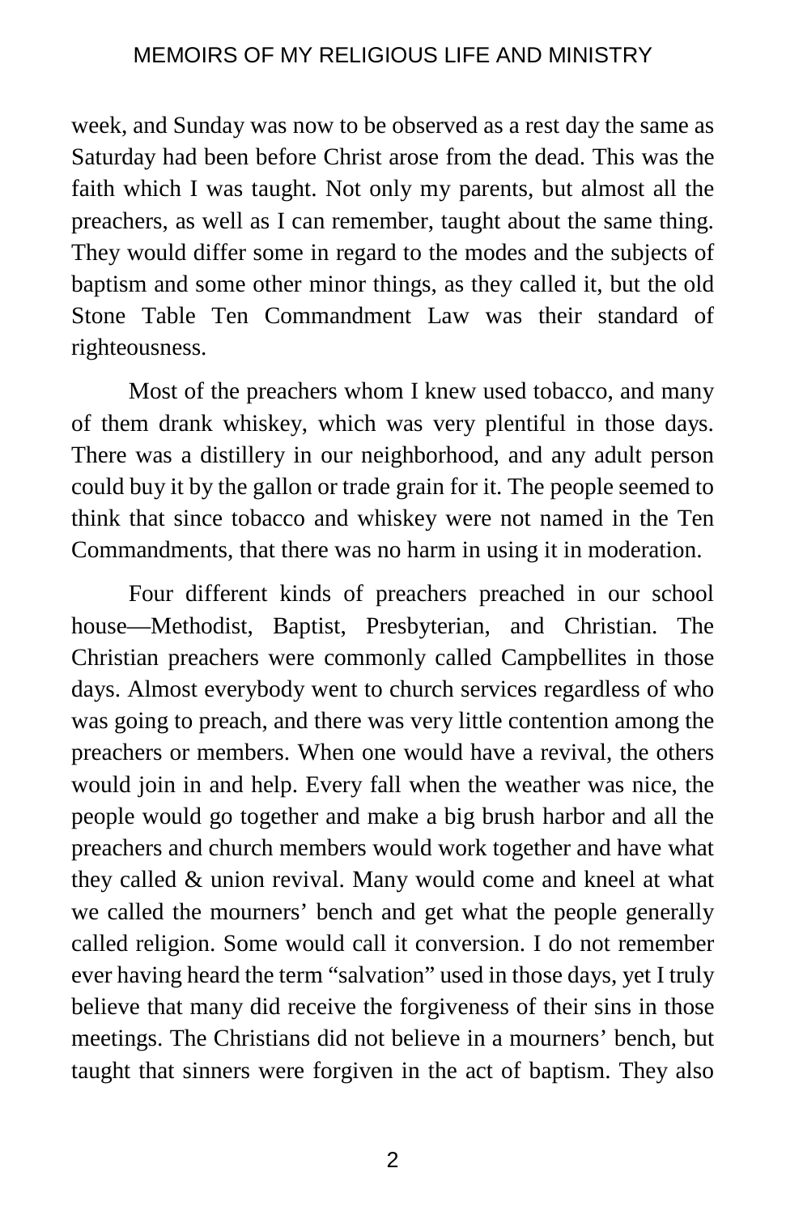week, and Sunday was now to be observed as a rest day the same as Saturday had been before Christ arose from the dead. This was the faith which I was taught. Not only my parents, but almost all the preachers, as well as I can remember, taught about the same thing. They would differ some in regard to the modes and the subjects of baptism and some other minor things, as they called it, but the old Stone Table Ten Commandment Law was their standard of righteousness.

Most of the preachers whom I knew used tobacco, and many of them drank whiskey, which was very plentiful in those days. There was a distillery in our neighborhood, and any adult person could buy it by the gallon or trade grain for it. The people seemed to think that since tobacco and whiskey were not named in the Ten Commandments, that there was no harm in using it in moderation.

Four different kinds of preachers preached in our school house—Methodist, Baptist, Presbyterian, and Christian. The Christian preachers were commonly called Campbellites in those days. Almost everybody went to church services regardless of who was going to preach, and there was very little contention among the preachers or members. When one would have a revival, the others would join in and help. Every fall when the weather was nice, the people would go together and make a big brush harbor and all the preachers and church members would work together and have what they called & union revival. Many would come and kneel at what we called the mourners' bench and get what the people generally called religion. Some would call it conversion. I do not remember ever having heard the term "salvation" used in those days, yet I truly believe that many did receive the forgiveness of their sins in those meetings. The Christians did not believe in a mourners' bench, but taught that sinners were forgiven in the act of baptism. They also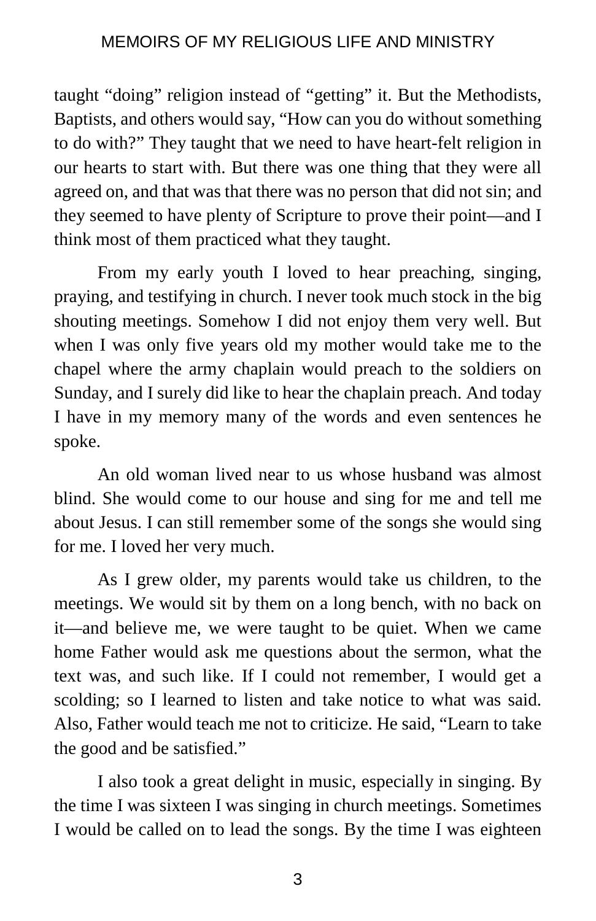taught “doing” religion instead of “getting” it. But the Methodists, Baptists, and others would say, “How can you do without something to do with?” They taught that we need to have heart-felt religion in our hearts to start with. But there was one thing that they were all agreed on, and that was that there was no person that did not sin; and they seemed to have plenty of Scripture to prove their point—and I think most of them practiced what they taught.

From my early youth I loved to hear preaching, singing, praying, and testifying in church. I never took much stock in the big shouting meetings. Somehow I did not enjoy them very well. But when I was only five years old my mother would take me to the chapel where the army chaplain would preach to the soldiers on Sunday, and I surely did like to hear the chaplain preach. And today I have in my memory many of the words and even sentences he spoke.

An old woman lived near to us whose husband was almost blind. She would come to our house and sing for me and tell me about Jesus. I can still remember some of the songs she would sing for me. I loved her very much.

As I grew older, my parents would take us children, to the meetings. We would sit by them on a long bench, with no back on it—and believe me, we were taught to be quiet. When we came home Father would ask me questions about the sermon, what the text was, and such like. If I could not remember, I would get a scolding; so I learned to listen and take notice to what was said. Also, Father would teach me not to criticize. He said, “Learn to take the good and be satisfied.”

I also took a great delight in music, especially in singing. By the time I was sixteen I was singing in church meetings. Sometimes I would be called on to lead the songs. By the time I was eighteen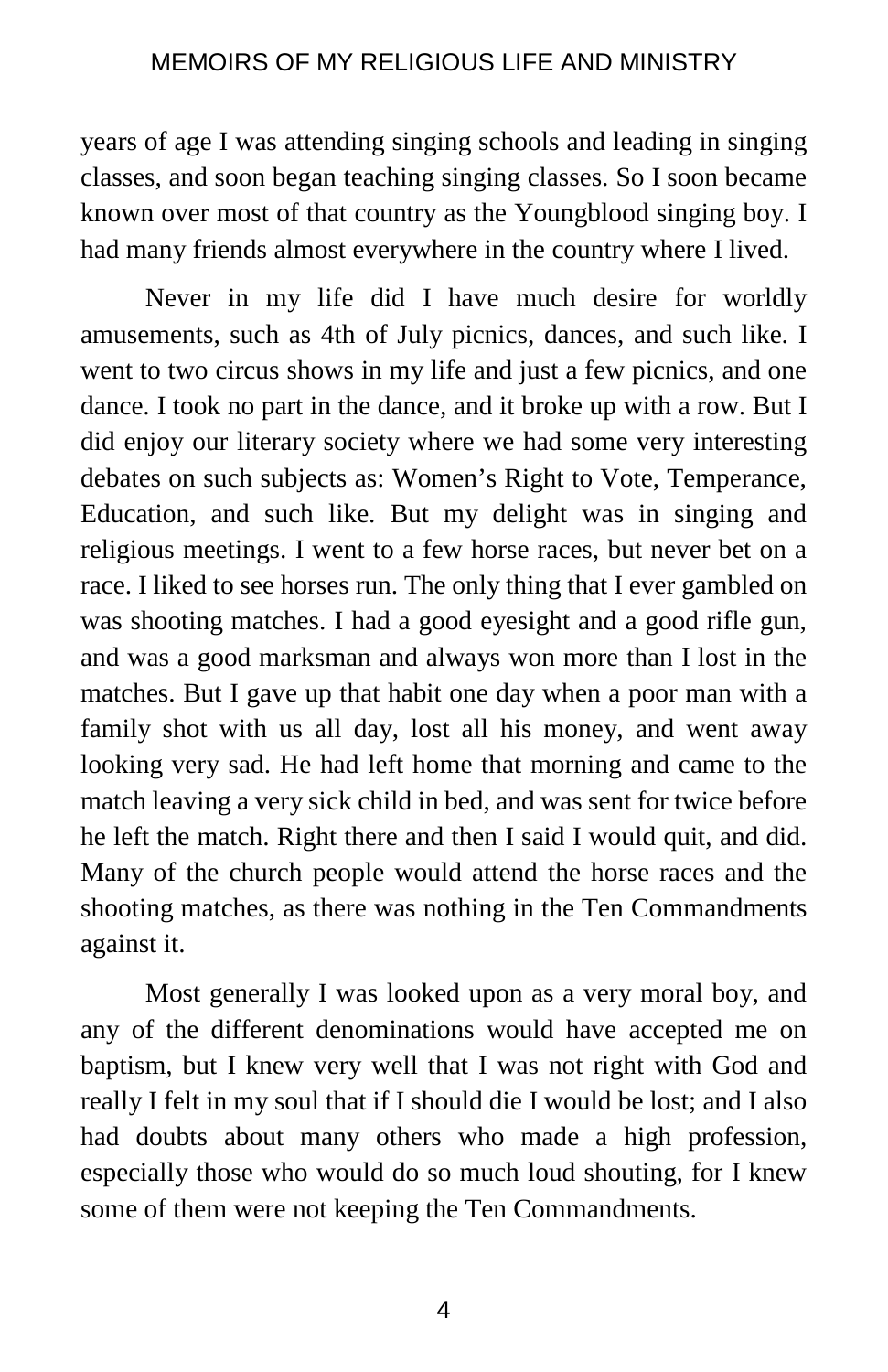years of age I was attending singing schools and leading in singing classes, and soon began teaching singing classes. So I soon became known over most of that country as the Youngblood singing boy. I had many friends almost everywhere in the country where I lived.

Never in my life did I have much desire for worldly amusements, such as 4th of July picnics, dances, and such like. I went to two circus shows in my life and just a few picnics, and one dance. I took no part in the dance, and it broke up with a row. But I did enjoy our literary society where we had some very interesting debates on such subjects as: Women's Right to Vote, Temperance, Education, and such like. But my delight was in singing and religious meetings. I went to a few horse races, but never bet on a race. I liked to see horses run. The only thing that I ever gambled on was shooting matches. I had a good eyesight and a good rifle gun, and was a good marksman and always won more than I lost in the matches. But I gave up that habit one day when a poor man with a family shot with us all day, lost all his money, and went away looking very sad. He had left home that morning and came to the match leaving a very sick child in bed, and was sent for twice before he left the match. Right there and then I said I would quit, and did. Many of the church people would attend the horse races and the shooting matches, as there was nothing in the Ten Commandments against it.

Most generally I was looked upon as a very moral boy, and any of the different denominations would have accepted me on baptism, but I knew very well that I was not right with God and really I felt in my soul that if I should die I would be lost; and I also had doubts about many others who made a high profession, especially those who would do so much loud shouting, for I knew some of them were not keeping the Ten Commandments.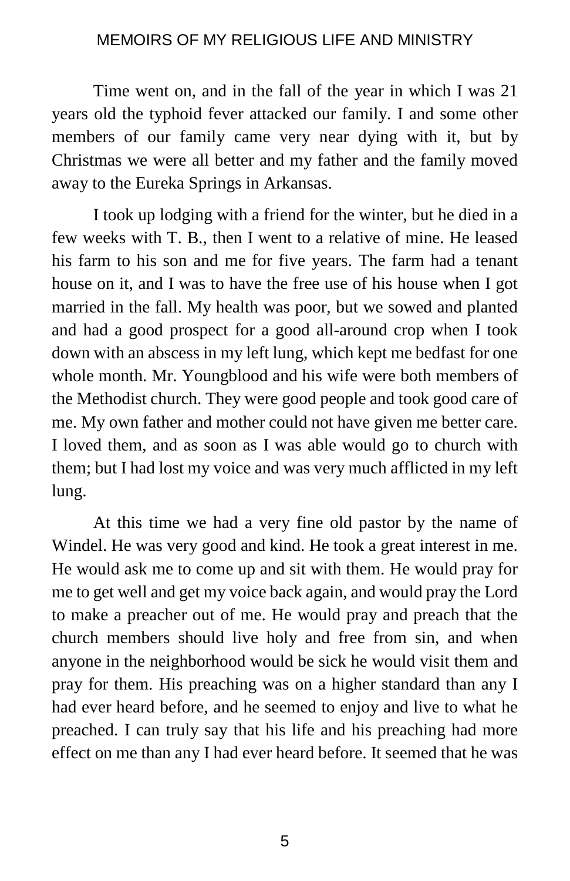Time went on, and in the fall of the year in which I was 21 years old the typhoid fever attacked our family. I and some other members of our family came very near dying with it, but by Christmas we were all better and my father and the family moved away to the Eureka Springs in Arkansas.

I took up lodging with a friend for the winter, but he died in a few weeks with T. B., then I went to a relative of mine. He leased his farm to his son and me for five years. The farm had a tenant house on it, and I was to have the free use of his house when I got married in the fall. My health was poor, but we sowed and planted and had a good prospect for a good all-around crop when I took down with an abscess in my left lung, which kept me bedfast for one whole month. Mr. Youngblood and his wife were both members of the Methodist church. They were good people and took good care of me. My own father and mother could not have given me better care. I loved them, and as soon as I was able would go to church with them; but I had lost my voice and was very much afflicted in my left lung.

At this time we had a very fine old pastor by the name of Windel. He was very good and kind. He took a great interest in me. He would ask me to come up and sit with them. He would pray for me to get well and get my voice back again, and would pray the Lord to make a preacher out of me. He would pray and preach that the church members should live holy and free from sin, and when anyone in the neighborhood would be sick he would visit them and pray for them. His preaching was on a higher standard than any I had ever heard before, and he seemed to enjoy and live to what he preached. I can truly say that his life and his preaching had more effect on me than any I had ever heard before. It seemed that he was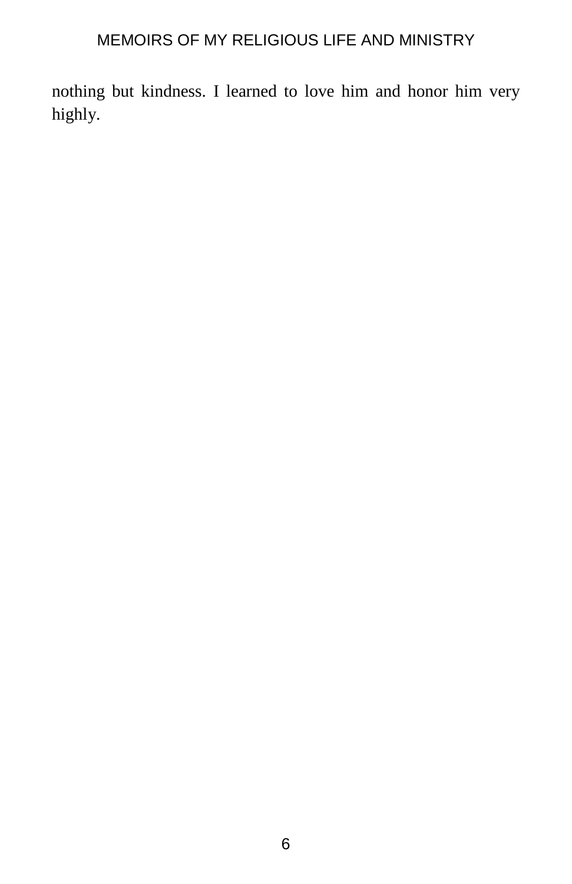nothing but kindness. I learned to love him and honor him very highly.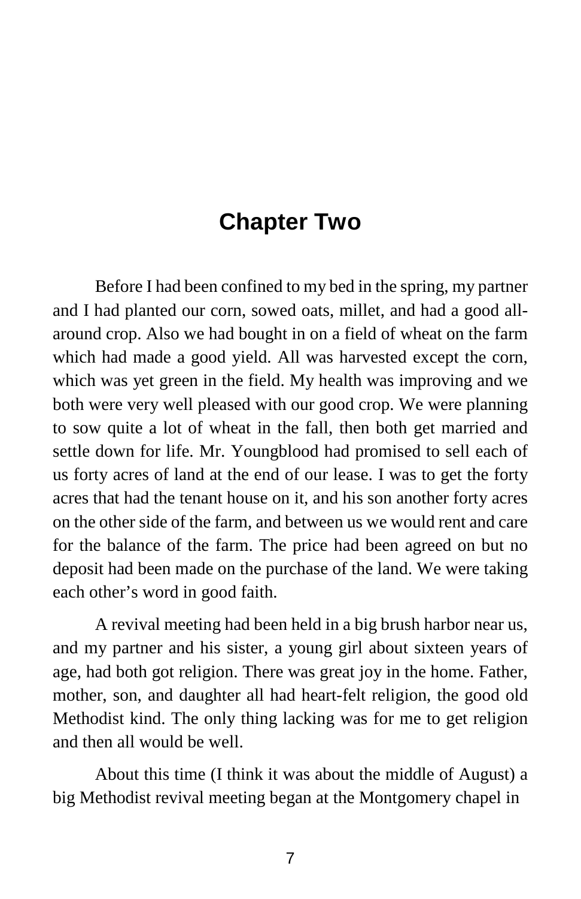# Chapter Two

Before I had been confined to my bed in the spring, my partner and I had planted our corn, sowed oats, millet, and had a good all-around crop. Also we had bought in on a field of wheat on the farm which had made a good yield. All was harvested except the corn, which was yet green in the field. My health was improving and we both were very well pleased with our good crop. We were planning to sow quite a lot of wheat in the fall, then both get married and settle down for life. Mr. Youngblood had promised to sell each of us forty acres of land at the end of our lease. I was to get the forty acres that had the tenant house on it, and his son another forty acres on the other side of the farm, and between us we would rent and care for the balance of the farm. The price had been agreed on but no deposit had been made on the purchase of the land. We were taking each other's word in good faith.

A revival meeting had been held in a big brush harbor near us, and my partner and his sister, a young girl about sixteen years of age, had both got religion. There was great joy in the home. Father, mother, son, and daughter all had heart-felt religion, the good old Methodist kind. The only thing lacking was for me to get religion and then all would be well.

About this time (I think it was about the middle of August) a big Methodist revival meeting began at the Montgomery chapel in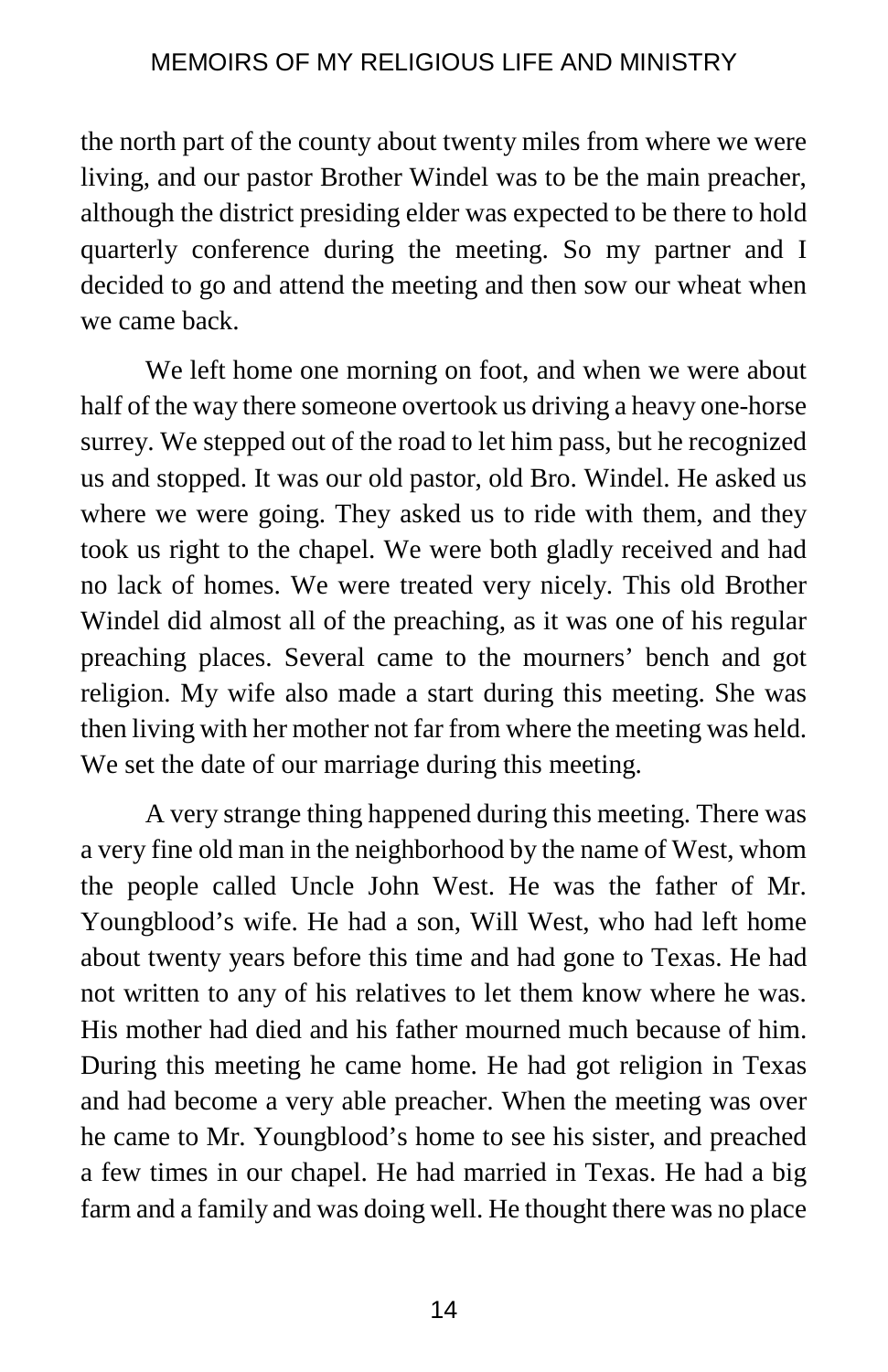the north part of the county about twenty miles from where we were living, and our pastor Brother Windel was to be the main preacher, although the district presiding elder was expected to be there to hold quarterly conference during the meeting. So my partner and I decided to go and attend the meeting and then sow our wheat when we came back.

We left home one morning on foot, and when we were about half of the way there someone overtook us driving a heavy one-horse surrey. We stepped out of the road to let him pass, but he recognized us and stopped. It was our old pastor, old Bro. Windel. He asked us where we were going. They asked us to ride with them, and they took us right to the chapel. We were both gladly received and had no lack of homes. We were treated very nicely. This old Brother Windel did almost all of the preaching, as it was one of his regular preaching places. Several came to the mourners' bench and got religion. My wife also made a start during this meeting. She was then living with her mother not far from where the meeting was held. We set the date of our marriage during this meeting.

A very strange thing happened during this meeting. There was a very fine old man in the neighborhood by the name of West, whom the people called Uncle John West. He was the father of Mr. Youngblood's wife. He had a son, Will West, who had left home about twenty years before this time and had gone to Texas. He had not written to any of his relatives to let them know where he was. His mother had died and his father mourned much because of him. During this meeting he came home. He had got religion in Texas and had become a very able preacher. When the meeting was over he came to Mr. Youngblood's home to see his sister, and preached a few times in our chapel. He had married in Texas. He had a big farm and a family and was doing well. He thought there was no place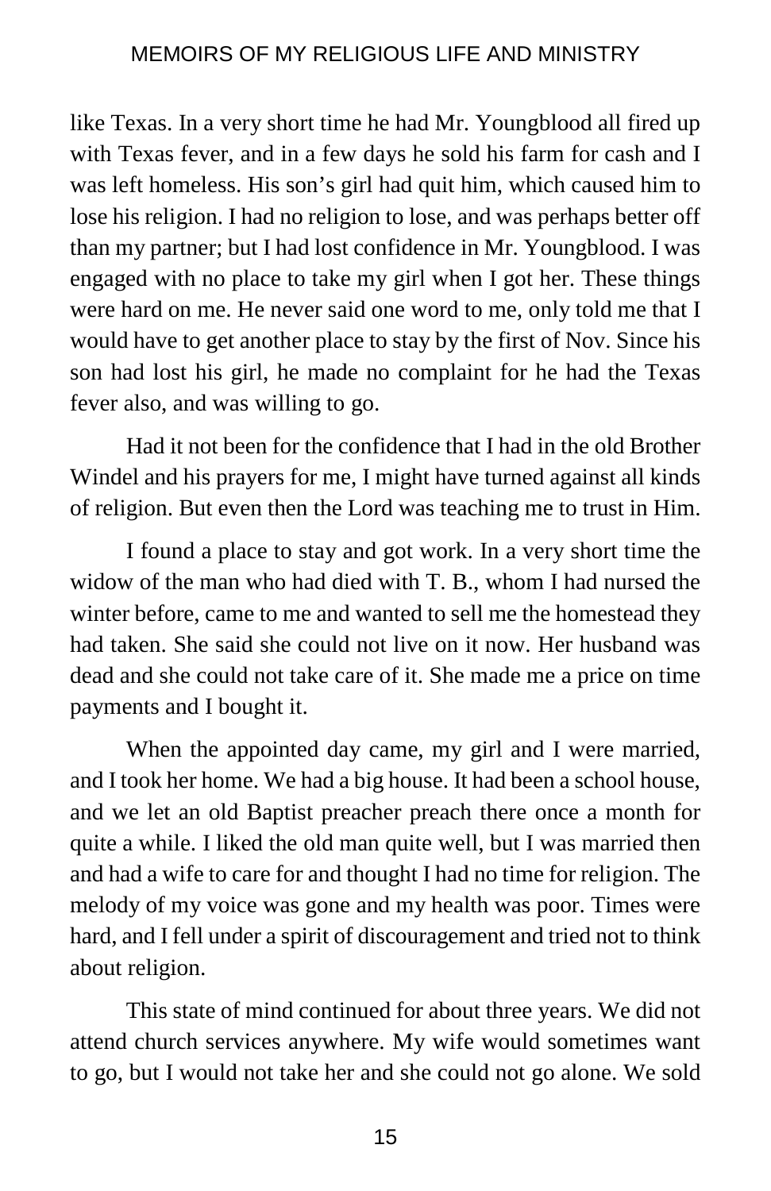like Texas. In a very short time he had Mr. Youngblood all fired up with Texas fever, and in a few days he sold his farm for cash and I was left homeless. His son's girl had quit him, which caused him to lose his religion. I had no religion to lose, and was perhaps better off than my partner; but I had lost confidence in Mr. Youngblood. I was engaged with no place to take my girl when I got her. These things were hard on me. He never said one word to me, only told me that I would have to get another place to stay by the first of Nov. Since his son had lost his girl, he made no complaint for he had the Texas fever also, and was willing to go.

Had it not been for the confidence that I had in the old Brother Windel and his prayers for me, I might have turned against all kinds of religion. But even then the Lord was teaching me to trust in Him.

I found a place to stay and got work. In a very short time the widow of the man who had died with T. B., whom I had nursed the winter before, came to me and wanted to sell me the homestead they had taken. She said she could not live on it now. Her husband was dead and she could not take care of it. She made me a price on time payments and I bought it.

When the appointed day came, my girl and I were married, and I took her home. We had a big house. It had been a school house, and we let an old Baptist preacher preach there once a month for quite a while. I liked the old man quite well, but I was married then and had a wife to care for and thought I had no time for religion. The melody of my voice was gone and my health was poor. Times were hard, and I fell under a spirit of discouragement and tried not to think about religion.

This state of mind continued for about three years. We did not attend church services anywhere. My wife would sometimes want to go, but I would not take her and she could not go alone. We sold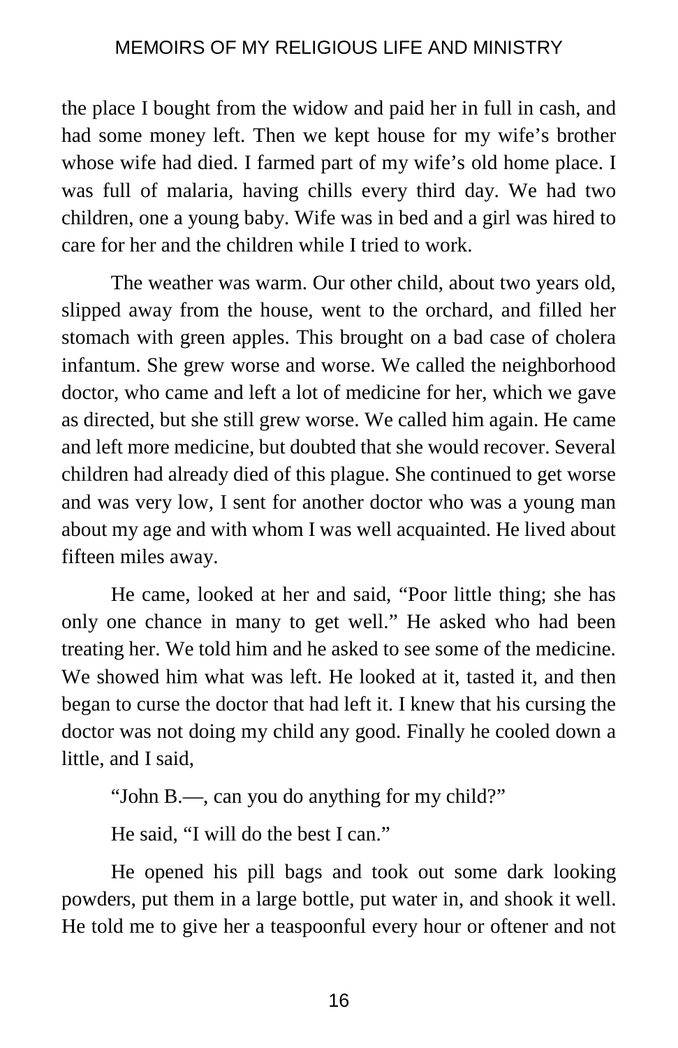the place I bought from the widow and paid her in full in cash, and had some money left. Then we kept house for my wife's brother whose wife had died. I farmed part of my wife's old home place. I was full of malaria, having chills every third day. We had two children, one a young baby. Wife was in bed and a girl was hired to care for her and the children while I tried to work.

The weather was warm. Our other child, about two years old, slipped away from the house, went to the orchard, and filled her stomach with green apples. This brought on a bad case of cholera infantum. She grew worse and worse. We called the neighborhood doctor, who came and left a lot of medicine for her, which we gave as directed, but she still grew worse. We called him again. He came and left more medicine, but doubted that she would recover. Several children had already died of this plague. She continued to get worse and was very low, I sent for another doctor who was a young man about my age and with whom I was well acquainted. He lived about fifteen miles away.

He came, looked at her and said, "Poor little thing; she has only one chance in many to get well." He asked who had been treating her. We told him and he asked to see some of the medicine. We showed him what was left. He looked at it, tasted it, and then began to curse the doctor that had left it. I knew that his cursing the doctor was not doing my child any good. Finally he cooled down a little, and I said,

"John B.—, can you do anything for my child?"

He said, "I will do the best I can."

He opened his pill bags and took out some dark looking powders, put them in a large bottle, put water in, and shook it well. He told me to give her a teaspoonful every hour or oftener and not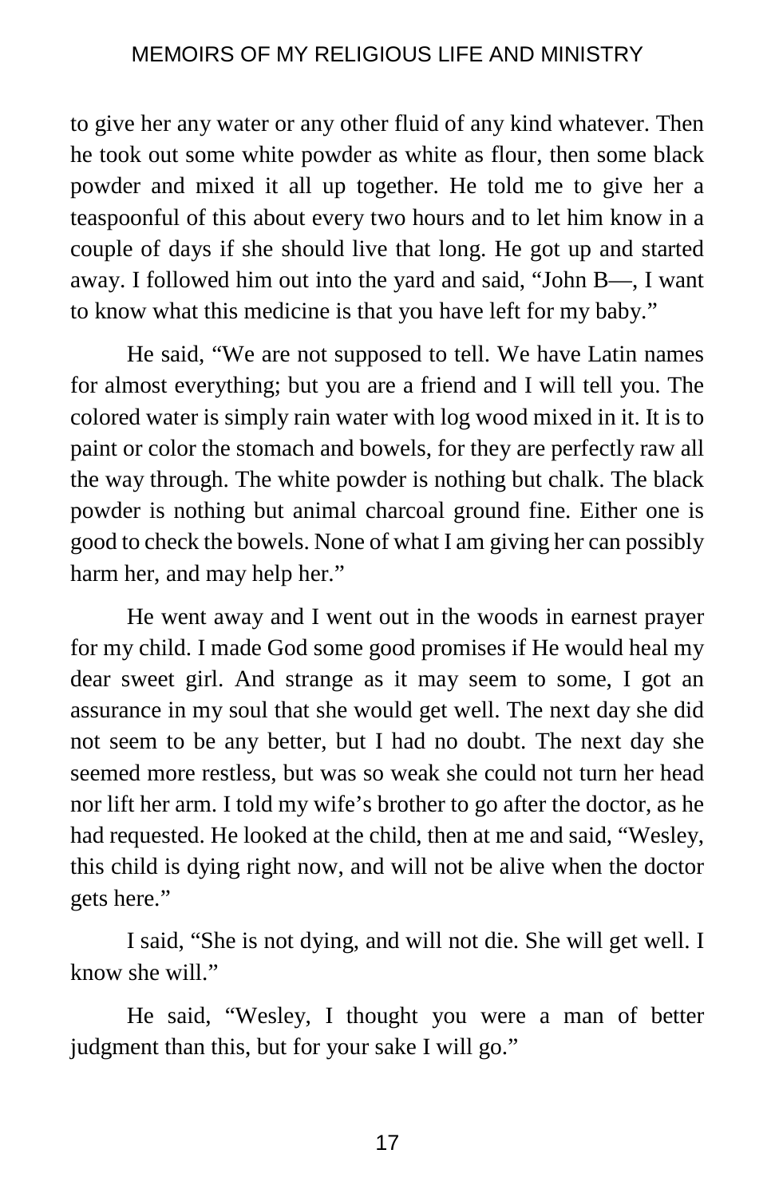to give her any water or any other fluid of any kind whatever. Then he took out some white powder as white as flour, then some black powder and mixed it all up together. He told me to give her a teaspoonful of this about every two hours and to let him know in a couple of days if she should live that long. He got up and started away. I followed him out into the yard and said, "John B—, I want to know what this medicine is that you have left for my baby."

He said, "We are not supposed to tell. We have Latin names for almost everything; but you are a friend and I will tell you. The colored water is simply rain water with log wood mixed in it. It is to paint or color the stomach and bowels, for they are perfectly raw all the way through. The white powder is nothing but chalk. The black powder is nothing but animal charcoal ground fine. Either one is good to check the bowels. None of what I am giving her can possibly harm her, and may help her."

He went away and I went out in the woods in earnest prayer for my child. I made God some good promises if He would heal my dear sweet girl. And strange as it may seem to some, I got an assurance in my soul that she would get well. The next day she did not seem to be any better, but I had no doubt. The next day she seemed more restless, but was so weak she could not turn her head nor lift her arm. I told my wife's brother to go after the doctor, as he had requested. He looked at the child, then at me and said, "Wesley, this child is dying right now, and will not be alive when the doctor gets here."

I said, "She is not dying, and will not die. She will get well. I know she will."

He said, "Wesley, I thought you were a man of better judgment than this, but for your sake I will go."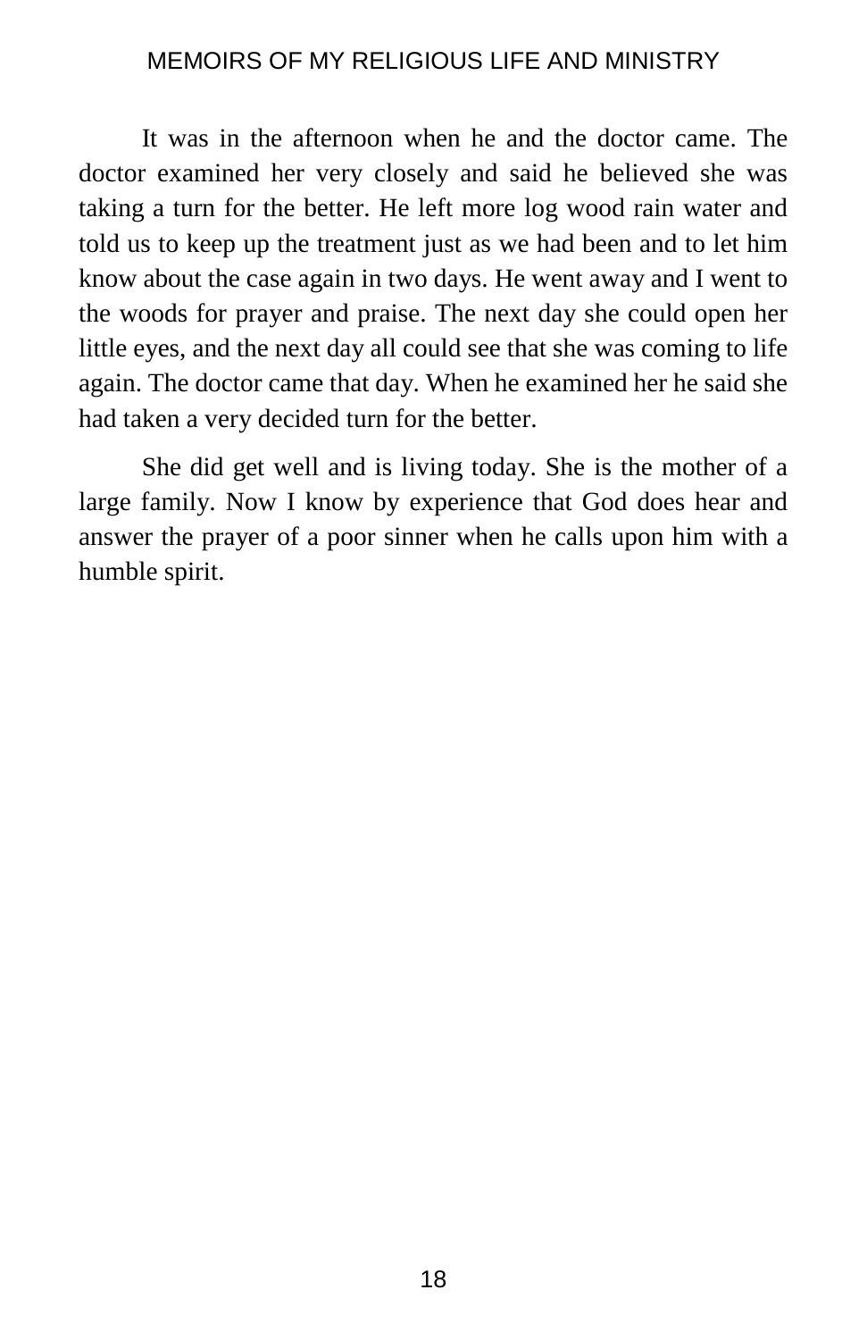It was in the afternoon when he and the doctor came. The doctor examined her very closely and said he believed she was taking a turn for the better. He left more log wood rain water and told us to keep up the treatment just as we had been and to let him know about the case again in two days. He went away and I went to the woods for prayer and praise. The next day she could open her little eyes, and the next day all could see that she was coming to life again. The doctor came that day. When he examined her he said she had taken a very decided turn for the better.

She did get well and is living today. She is the mother of a large family. Now I know by experience that God does hear and answer the prayer of a poor sinner when he calls upon him with a humble spirit.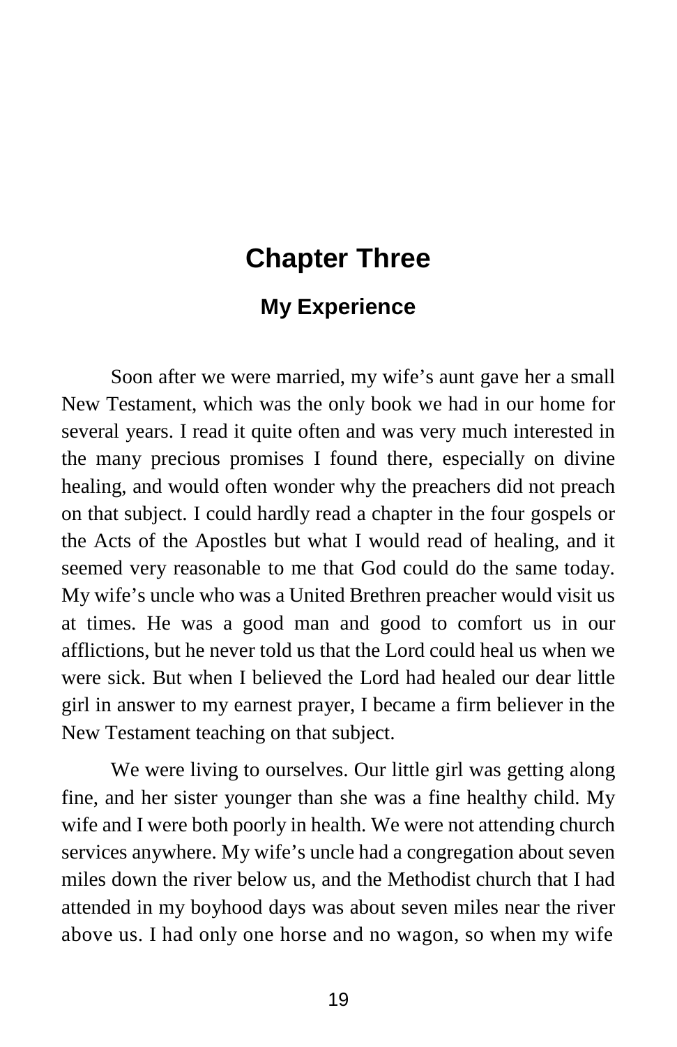# Chapter Three

## My Experience

Soon after we were married, my wife's aunt gave her a small New Testament, which was the only book we had in our home for several years. I read it quite often and was very much interested in the many precious promises I found there, especially on divine healing, and would often wonder why the preachers did not preach on that subject. I could hardly read a chapter in the four gospels or the Acts of the Apostles but what I would read of healing, and it seemed very reasonable to me that God could do the same today. My wife's uncle who was a United Brethren preacher would visit us at times. He was a good man and good to comfort us in our afflictions, but he never told us that the Lord could heal us when we were sick. But when I believed the Lord had healed our dear little girl in answer to my earnest prayer, I became a firm believer in the New Testament teaching on that subject.

We were living to ourselves. Our little girl was getting along fine, and her sister younger than she was a fine healthy child. My wife and I were both poorly in health. We were not attending church services anywhere. My wife's uncle had a congregation about seven miles down the river below us, and the Methodist church that I had attended in my boyhood days was about seven miles near the river above us. I had only one horse and no wagon, so when my wife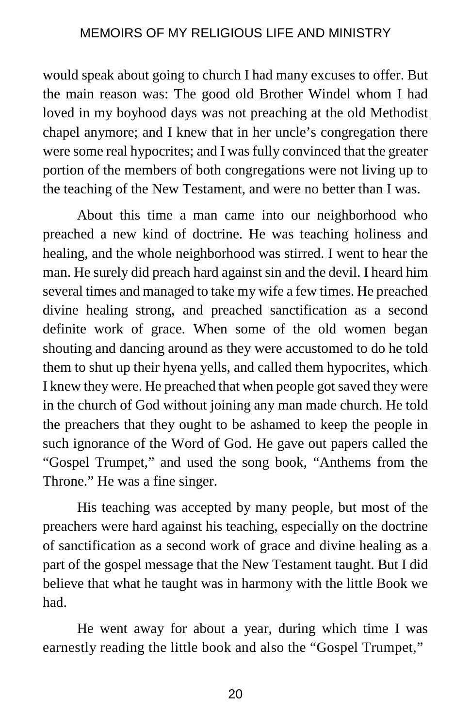would speak about going to church I had many excuses to offer. But the main reason was: The good old Brother Windel whom I had loved in my boyhood days was not preaching at the old Methodist chapel anymore; and I knew that in her uncle's congregation there were some real hypocrites; and I was fully convinced that the greater portion of the members of both congregations were not living up to the teaching of the New Testament, and were no better than I was.

About this time a man came into our neighborhood who preached a new kind of doctrine. He was teaching holiness and healing, and the whole neighborhood was stirred. I went to hear the man. He surely did preach hard against sin and the devil. I heard him several times and managed to take my wife a few times. He preached divine healing strong, and preached sanctification as a second definite work of grace. When some of the old women began shouting and dancing around as they were accustomed to do he told them to shut up their hyena yells, and called them hypocrites, which I knew they were. He preached that when people got saved they were in the church of God without joining any man made church. He told the preachers that they ought to be ashamed to keep the people in such ignorance of the Word of God. He gave out papers called the "Gospel Trumpet," and used the song book, "Anthems from the Throne." He was a fine singer.

His teaching was accepted by many people, but most of the preachers were hard against his teaching, especially on the doctrine of sanctification as a second work of grace and divine healing as a part of the gospel message that the New Testament taught. But I did believe that what he taught was in harmony with the little Book we had.

He went away for about a year, during which time I was earnestly reading the little book and also the "Gospel Trumpet,"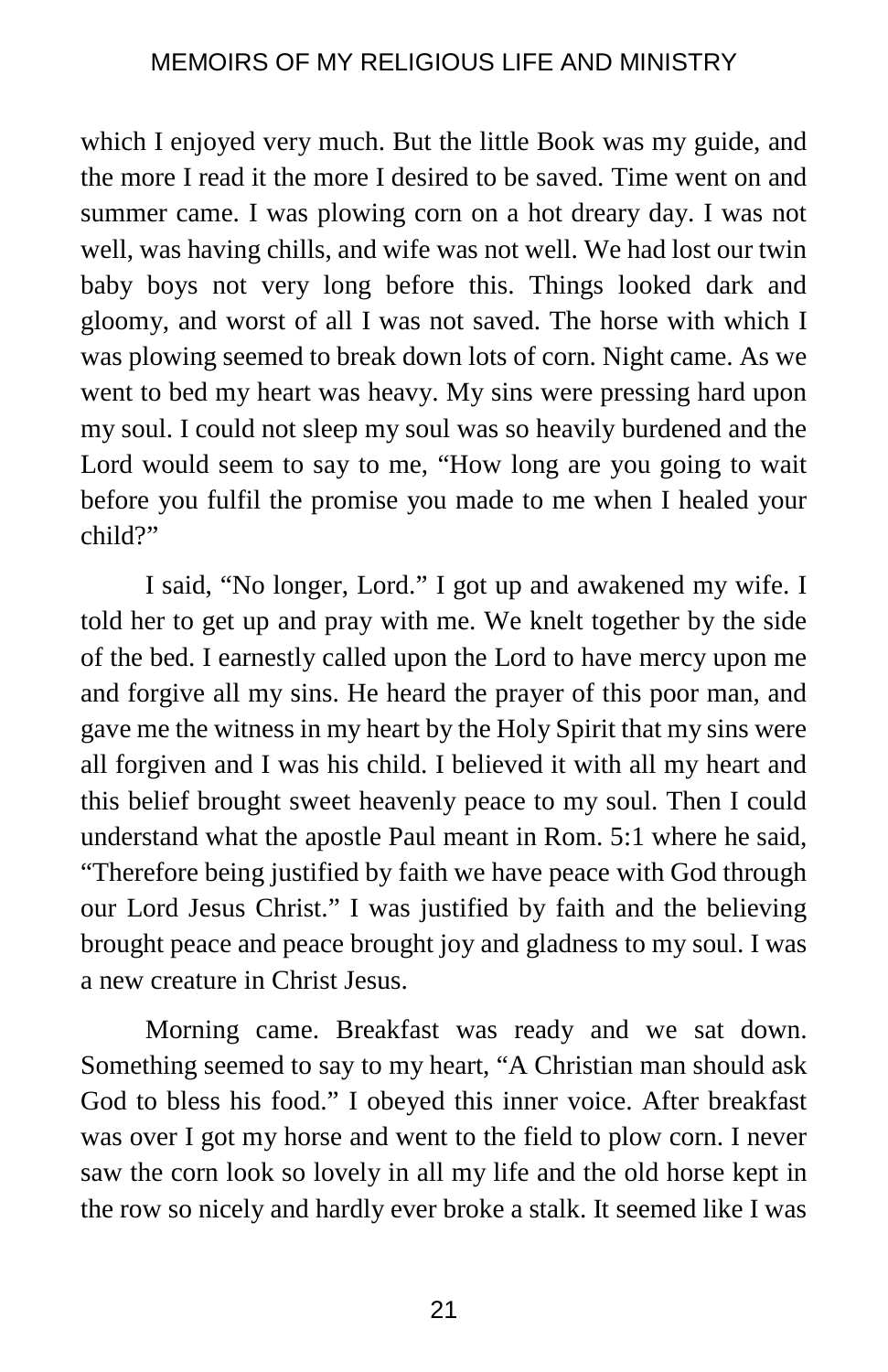which I enjoyed very much. But the little Book was my guide, and the more I read it the more I desired to be saved. Time went on and summer came. I was plowing corn on a hot dreary day. I was not well, was having chills, and wife was not well. We had lost our twin baby boys not very long before this. Things looked dark and gloomy, and worst of all I was not saved. The horse with which I was plowing seemed to break down lots of corn. Night came. As we went to bed my heart was heavy. My sins were pressing hard upon my soul. I could not sleep my soul was so heavily burdened and the Lord would seem to say to me, "How long are you going to wait before you fulfil the promise you made to me when I healed your child?"

I said, "No longer, Lord." I got up and awakened my wife. I told her to get up and pray with me. We knelt together by the side of the bed. I earnestly called upon the Lord to have mercy upon me and forgive all my sins. He heard the prayer of this poor man, and gave me the witness in my heart by the Holy Spirit that my sins were all forgiven and I was his child. I believed it with all my heart and this belief brought sweet heavenly peace to my soul. Then I could understand what the apostle Paul meant in Rom. 5:1 where he said, "Therefore being justified by faith we have peace with God through our Lord Jesus Christ." I was justified by faith and the believing brought peace and peace brought joy and gladness to my soul. I was a new creature in Christ Jesus.

Morning came. Breakfast was ready and we sat down. Something seemed to say to my heart, "A Christian man should ask God to bless his food." I obeyed this inner voice. After breakfast was over I got my horse and went to the field to plow corn. I never saw the corn look so lovely in all my life and the old horse kept in the row so nicely and hardly ever broke a stalk. It seemed like I was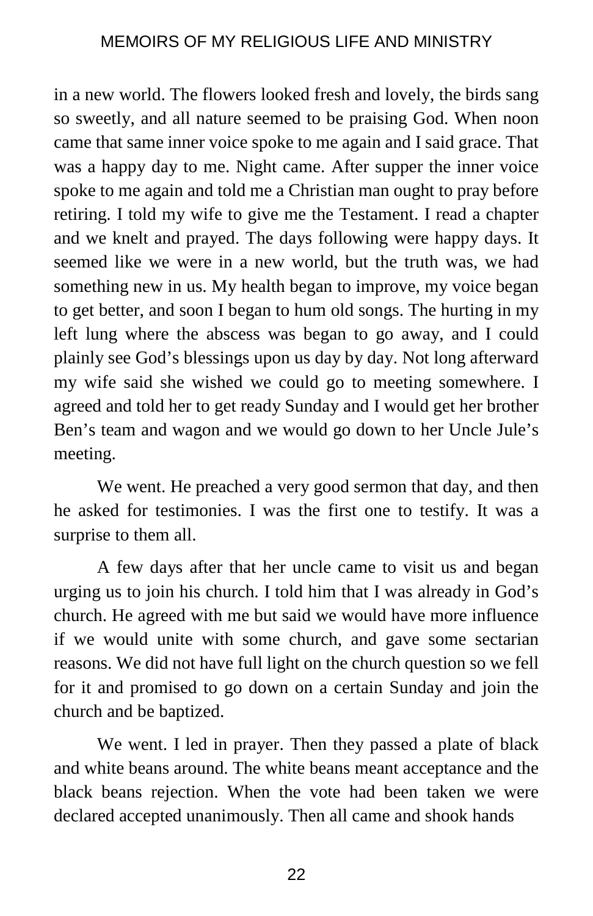in a new world. The flowers looked fresh and lovely, the birds sang so sweetly, and all nature seemed to be praising God. When noon came that same inner voice spoke to me again and I said grace. That was a happy day to me. Night came. After supper the inner voice spoke to me again and told me a Christian man ought to pray before retiring. I told my wife to give me the Testament. I read a chapter and we knelt and prayed. The days following were happy days. It seemed like we were in a new world, but the truth was, we had something new in us. My health began to improve, my voice began to get better, and soon I began to hum old songs. The hurting in my left lung where the abscess was began to go away, and I could plainly see God's blessings upon us day by day. Not long afterward my wife said she wished we could go to meeting somewhere. I agreed and told her to get ready Sunday and I would get her brother Ben's team and wagon and we would go down to her Uncle Jule's meeting.

We went. He preached a very good sermon that day, and then he asked for testimonies. I was the first one to testify. It was a surprise to them all.

A few days after that her uncle came to visit us and began urging us to join his church. I told him that I was already in God's church. He agreed with me but said we would have more influence if we would unite with some church, and gave some sectarian reasons. We did not have full light on the church question so we fell for it and promised to go down on a certain Sunday and join the church and be baptized.

We went. I led in prayer. Then they passed a plate of black and white beans around. The white beans meant acceptance and the black beans rejection. When the vote had been taken we were declared accepted unanimously. Then all came and shook hands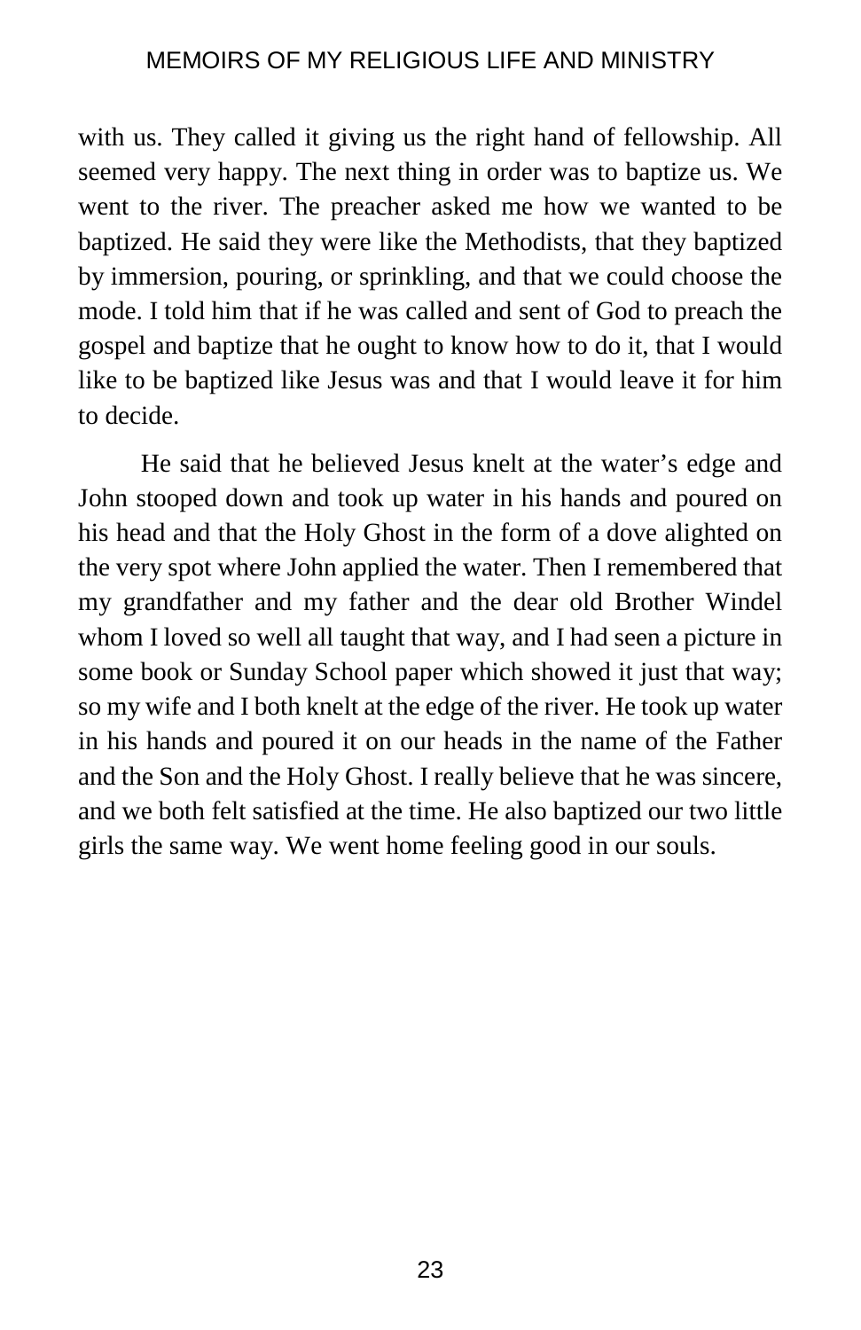with us. They called it giving us the right hand of fellowship. All seemed very happy. The next thing in order was to baptize us. We went to the river. The preacher asked me how we wanted to be baptized. He said they were like the Methodists, that they baptized by immersion, pouring, or sprinkling, and that we could choose the mode. I told him that if he was called and sent of God to preach the gospel and baptize that he ought to know how to do it, that I would like to be baptized like Jesus was and that I would leave it for him to decide.

He said that he believed Jesus knelt at the water's edge and John stooped down and took up water in his hands and poured on his head and that the Holy Ghost in the form of a dove alighted on the very spot where John applied the water. Then I remembered that my grandfather and my father and the dear old Brother Windel whom I loved so well all taught that way, and I had seen a picture in some book or Sunday School paper which showed it just that way; so my wife and I both knelt at the edge of the river. He took up water in his hands and poured it on our heads in the name of the Father and the Son and the Holy Ghost. I really believe that he was sincere, and we both felt satisfied at the time. He also baptized our two little girls the same way. We went home feeling good in our souls.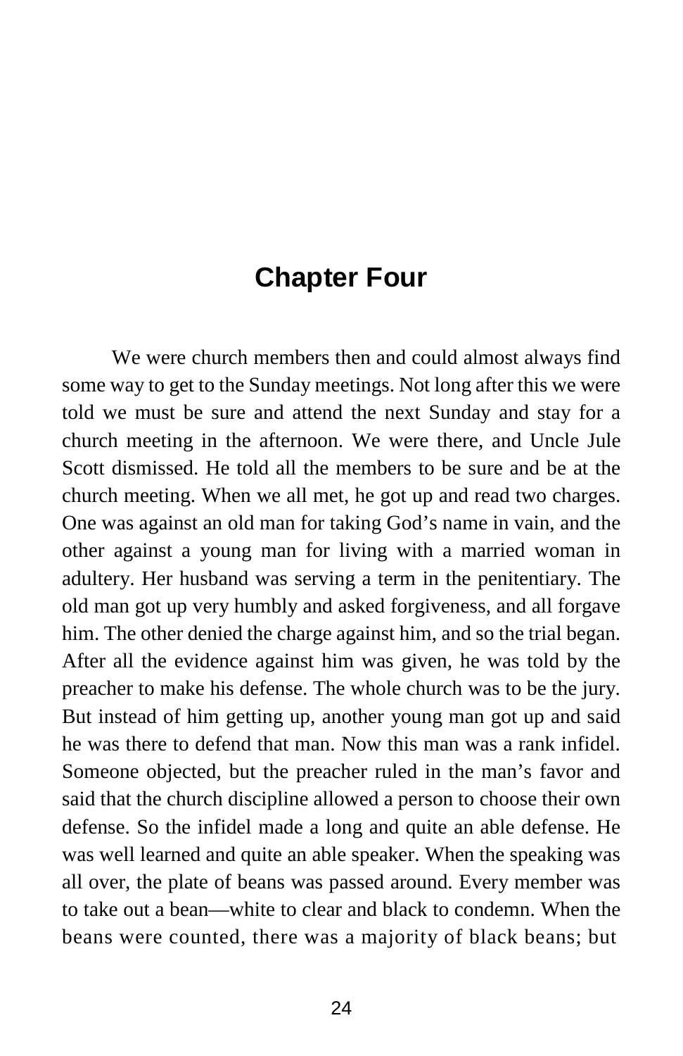# Chapter Four

We were church members then and could almost always find some way to get to the Sunday meetings. Not long after this we were told we must be sure and attend the next Sunday and stay for a church meeting in the afternoon. We were there, and Uncle Jule Scott dismissed. He told all the members to be sure and be at the church meeting. When we all met, he got up and read two charges. One was against an old man for taking God's name in vain, and the other against a young man for living with a married woman in adultery. Her husband was serving a term in the penitentiary. The old man got up very humbly and asked forgiveness, and all forgave him. The other denied the charge against him, and so the trial began. After all the evidence against him was given, he was told by the preacher to make his defense. The whole church was to be the jury. But instead of him getting up, another young man got up and said he was there to defend that man. Now this man was a rank infidel. Someone objected, but the preacher ruled in the man's favor and said that the church discipline allowed a person to choose their own defense. So the infidel made a long and quite an able defense. He was well learned and quite an able speaker. When the speaking was all over, the plate of beans was passed around. Every member was to take out a bean—white to clear and black to condemn. When the beans were counted, there was a majority of black beans; but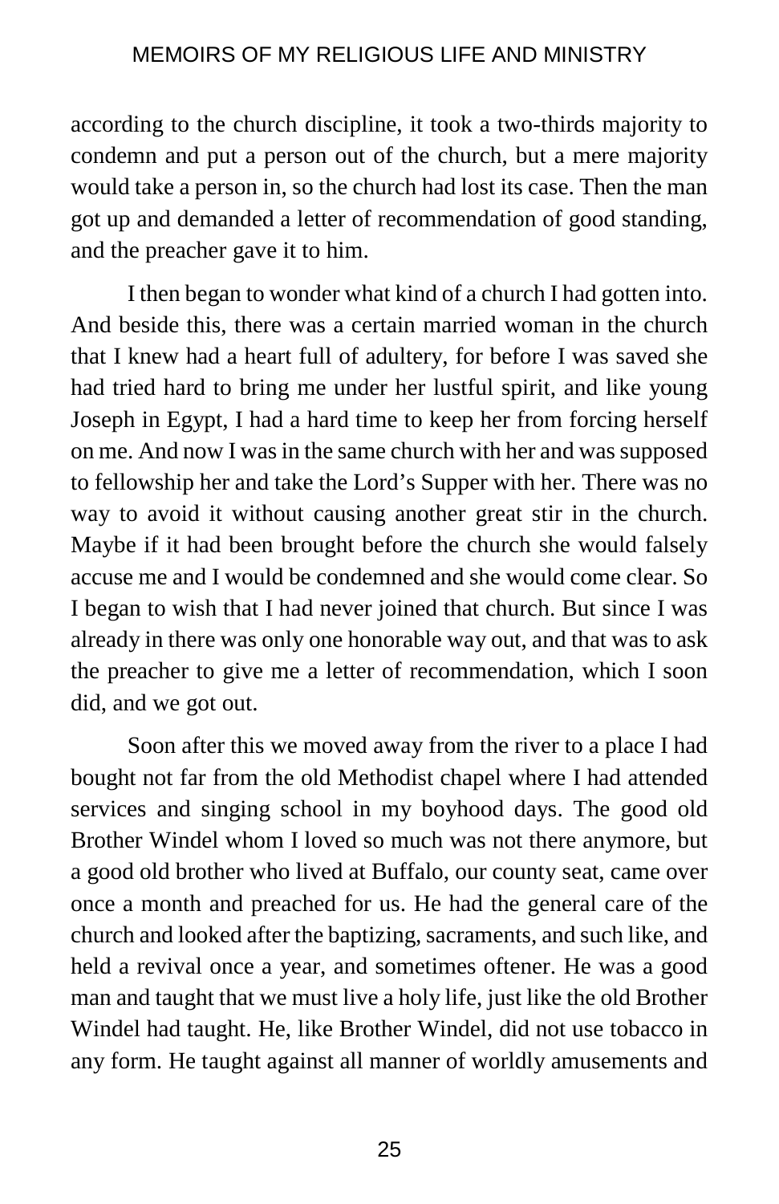according to the church discipline, it took a two-thirds majority to condemn and put a person out of the church, but a mere majority would take a person in, so the church had lost its case. Then the man got up and demanded a letter of recommendation of good standing, and the preacher gave it to him.

I then began to wonder what kind of a church I had gotten into. And beside this, there was a certain married woman in the church that I knew had a heart full of adultery, for before I was saved she had tried hard to bring me under her lustful spirit, and like young Joseph in Egypt, I had a hard time to keep her from forcing herself on me. And now I was in the same church with her and was supposed to fellowship her and take the Lord's Supper with her. There was no way to avoid it without causing another great stir in the church. Maybe if it had been brought before the church she would falsely accuse me and I would be condemned and she would come clear. So I began to wish that I had never joined that church. But since I was already in there was only one honorable way out, and that was to ask the preacher to give me a letter of recommendation, which I soon did, and we got out.

Soon after this we moved away from the river to a place I had bought not far from the old Methodist chapel where I had attended services and singing school in my boyhood days. The good old Brother Windel whom I loved so much was not there anymore, but a good old brother who lived at Buffalo, our county seat, came over once a month and preached for us. He had the general care of the church and looked after the baptizing, sacraments, and such like, and held a revival once a year, and sometimes oftener. He was a good man and taught that we must live a holy life, just like the old Brother Windel had taught. He, like Brother Windel, did not use tobacco in any form. He taught against all manner of worldly amusements and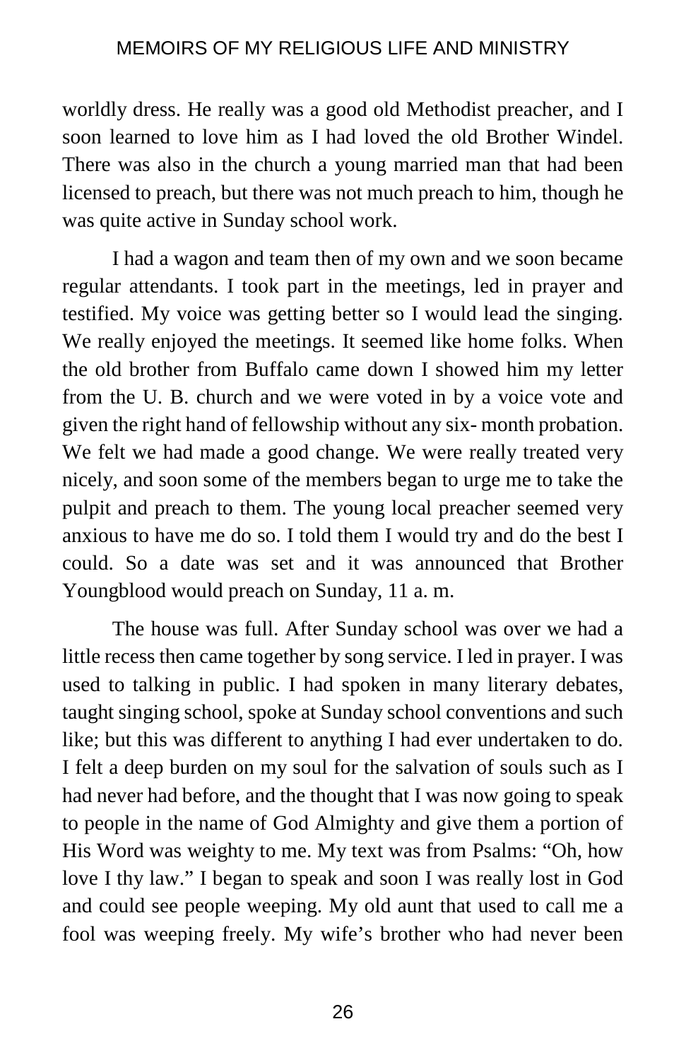worldly dress. He really was a good old Methodist preacher, and I soon learned to love him as I had loved the old Brother Windel. There was also in the church a young married man that had been licensed to preach, but there was not much preach to him, though he was quite active in Sunday school work.

I had a wagon and team then of my own and we soon became regular attendants. I took part in the meetings, led in prayer and testified. My voice was getting better so I would lead the singing. We really enjoyed the meetings. It seemed like home folks. When the old brother from Buffalo came down I showed him my letter from the U. B. church and we were voted in by a voice vote and given the right hand of fellowship without any six- month probation. We felt we had made a good change. We were really treated very nicely, and soon some of the members began to urge me to take the pulpit and preach to them. The young local preacher seemed very anxious to have me do so. I told them I would try and do the best I could. So a date was set and it was announced that Brother Youngblood would preach on Sunday, 11 a. m.

The house was full. After Sunday school was over we had a little recess then came together by song service. I led in prayer. I was used to talking in public. I had spoken in many literary debates, taught singing school, spoke at Sunday school conventions and such like; but this was different to anything I had ever undertaken to do. I felt a deep burden on my soul for the salvation of souls such as I had never had before, and the thought that I was now going to speak to people in the name of God Almighty and give them a portion of His Word was weighty to me. My text was from Psalms: "Oh, how love I thy law." I began to speak and soon I was really lost in God and could see people weeping. My old aunt that used to call me a fool was weeping freely. My wife's brother who had never been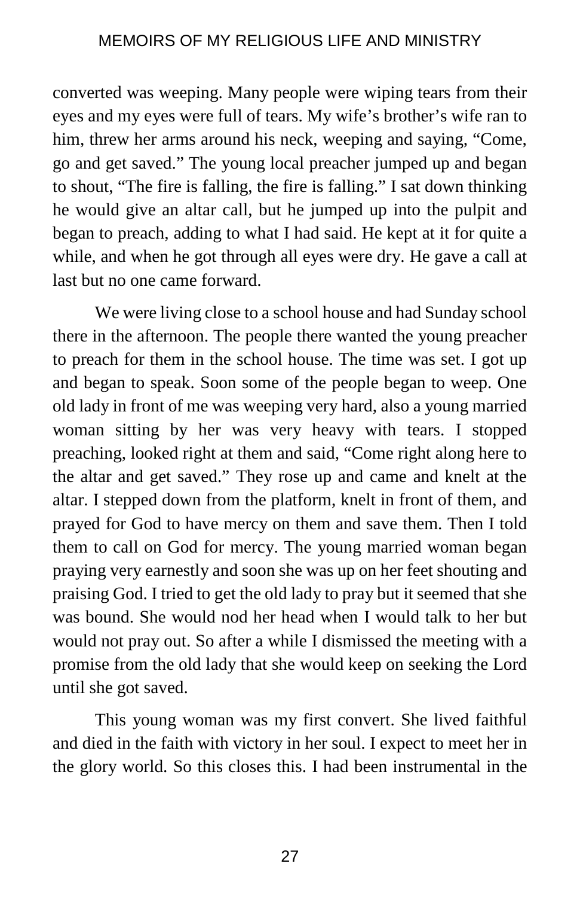converted was weeping. Many people were wiping tears from their eyes and my eyes were full of tears. My wife's brother's wife ran to him, threw her arms around his neck, weeping and saying, "Come, go and get saved." The young local preacher jumped up and began to shout, "The fire is falling, the fire is falling." I sat down thinking he would give an altar call, but he jumped up into the pulpit and began to preach, adding to what I had said. He kept at it for quite a while, and when he got through all eyes were dry. He gave a call at last but no one came forward.

We were living close to a school house and had Sunday school there in the afternoon. The people there wanted the young preacher to preach for them in the school house. The time was set. I got up and began to speak. Soon some of the people began to weep. One old lady in front of me was weeping very hard, also a young married woman sitting by her was very heavy with tears. I stopped preaching, looked right at them and said, "Come right along here to the altar and get saved." They rose up and came and knelt at the altar. I stepped down from the platform, knelt in front of them, and prayed for God to have mercy on them and save them. Then I told them to call on God for mercy. The young married woman began praying very earnestly and soon she was up on her feet shouting and praising God. I tried to get the old lady to pray but it seemed that she was bound. She would nod her head when I would talk to her but would not pray out. So after a while I dismissed the meeting with a promise from the old lady that she would keep on seeking the Lord until she got saved.

This young woman was my first convert. She lived faithful and died in the faith with victory in her soul. I expect to meet her in the glory world. So this closes this. I had been instrumental in the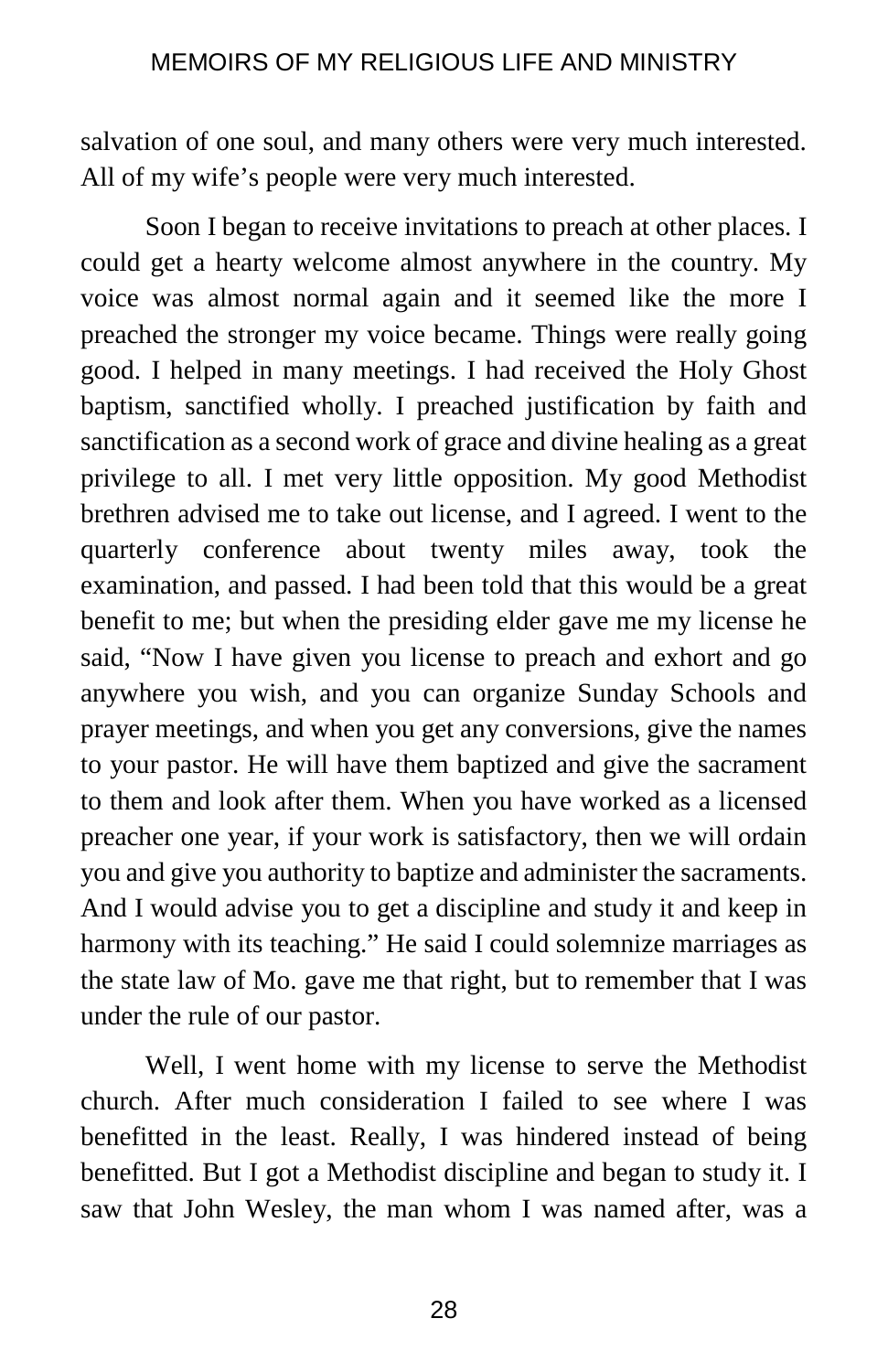salvation of one soul, and many others were very much interested. All of my wife's people were very much interested.

Soon I began to receive invitations to preach at other places. I could get a hearty welcome almost anywhere in the country. My voice was almost normal again and it seemed like the more I preached the stronger my voice became. Things were really going good. I helped in many meetings. I had received the Holy Ghost baptism, sanctified wholly. I preached justification by faith and sanctification as a second work of grace and divine healing as a great privilege to all. I met very little opposition. My good Methodist brethren advised me to take out license, and I agreed. I went to the quarterly conference about twenty miles away, took the examination, and passed. I had been told that this would be a great benefit to me; but when the presiding elder gave me my license he said, "Now I have given you license to preach and exhort and go anywhere you wish, and you can organize Sunday Schools and prayer meetings, and when you get any conversions, give the names to your pastor. He will have them baptized and give the sacrament to them and look after them. When you have worked as a licensed preacher one year, if your work is satisfactory, then we will ordain you and give you authority to baptize and administer the sacraments. And I would advise you to get a discipline and study it and keep in harmony with its teaching." He said I could solemnize marriages as the state law of Mo. gave me that right, but to remember that I was under the rule of our pastor.

Well, I went home with my license to serve the Methodist church. After much consideration I failed to see where I was benefitted in the least. Really, I was hindered instead of being benefitted. But I got a Methodist discipline and began to study it. I saw that John Wesley, the man whom I was named after, was a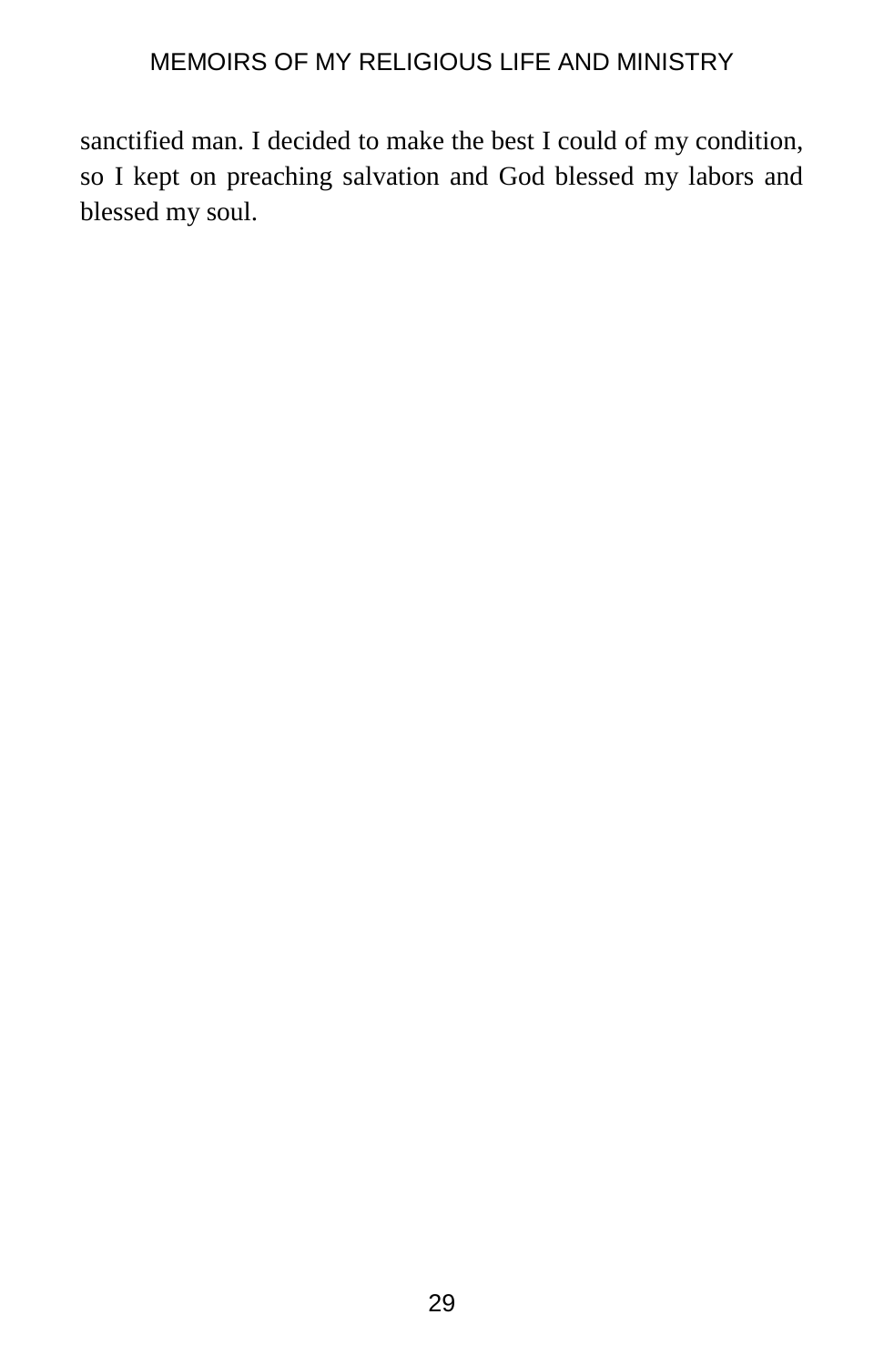sanctified man. I decided to make the best I could of my condition, so I kept on preaching salvation and God blessed my labors and blessed my soul.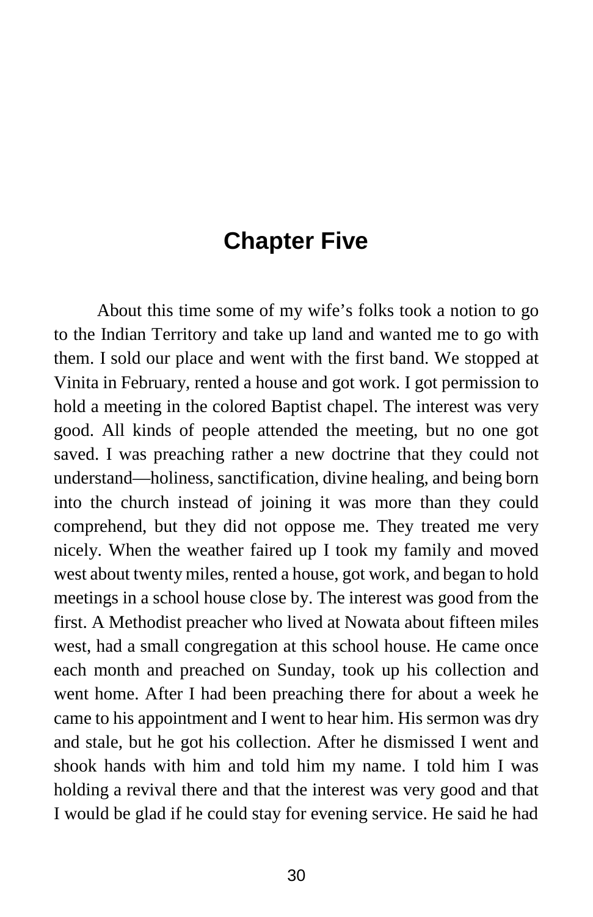# Chapter Five

About this time some of my wife's folks took a notion to go to the Indian Territory and take up land and wanted me to go with them. I sold our place and went with the first band. We stopped at Vinita in February, rented a house and got work. I got permission to hold a meeting in the colored Baptist chapel. The interest was very good. All kinds of people attended the meeting, but no one got saved. I was preaching rather a new doctrine that they could not understand—holiness, sanctification, divine healing, and being born into the church instead of joining it was more than they could comprehend, but they did not oppose me. They treated me very nicely. When the weather faired up I took my family and moved west about twenty miles, rented a house, got work, and began to hold meetings in a school house close by. The interest was good from the first. A Methodist preacher who lived at Nowata about fifteen miles west, had a small congregation at this school house. He came once each month and preached on Sunday, took up his collection and went home. After I had been preaching there for about a week he came to his appointment and I went to hear him. His sermon was dry and stale, but he got his collection. After he dismissed I went and shook hands with him and told him my name. I told him I was holding a revival there and that the interest was very good and that I would be glad if he could stay for evening service. He said he had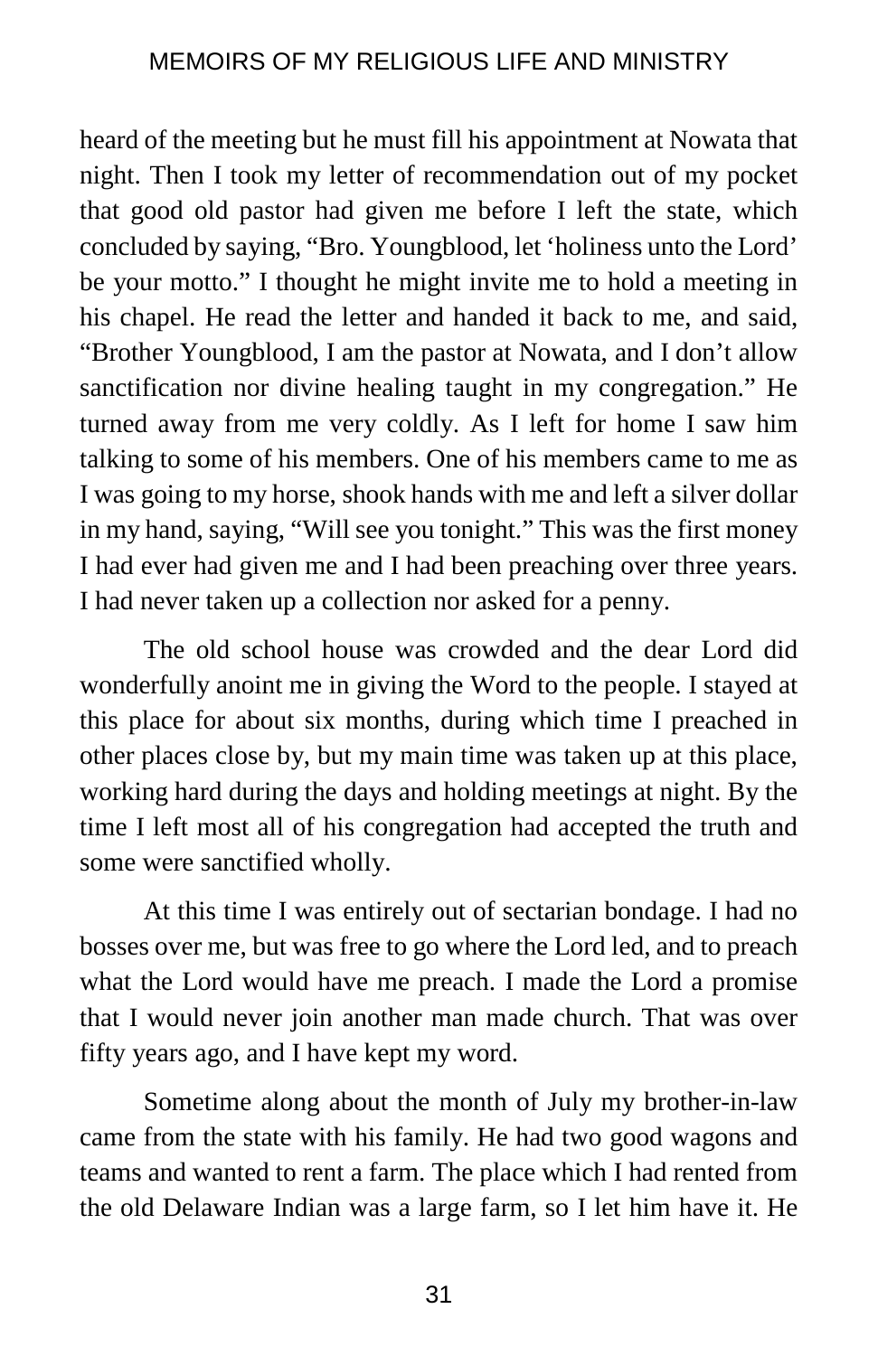heard of the meeting but he must fill his appointment at Nowata that night. Then I took my letter of recommendation out of my pocket that good old pastor had given me before I left the state, which concluded by saying, "Bro. Youngblood, let 'holiness unto the Lord' be your motto." I thought he might invite me to hold a meeting in his chapel. He read the letter and handed it back to me, and said, "Brother Youngblood, I am the pastor at Nowata, and I don't allow sanctification nor divine healing taught in my congregation." He turned away from me very coldly. As I left for home I saw him talking to some of his members. One of his members came to me as I was going to my horse, shook hands with me and left a silver dollar in my hand, saying, "Will see you tonight." This was the first money I had ever had given me and I had been preaching over three years. I had never taken up a collection nor asked for a penny.

The old school house was crowded and the dear Lord did wonderfully anoint me in giving the Word to the people. I stayed at this place for about six months, during which time I preached in other places close by, but my main time was taken up at this place, working hard during the days and holding meetings at night. By the time I left most all of his congregation had accepted the truth and some were sanctified wholly.

At this time I was entirely out of sectarian bondage. I had no bosses over me, but was free to go where the Lord led, and to preach what the Lord would have me preach. I made the Lord a promise that I would never join another man made church. That was over fifty years ago, and I have kept my word.

Sometime along about the month of July my brother-in-law came from the state with his family. He had two good wagons and teams and wanted to rent a farm. The place which I had rented from the old Delaware Indian was a large farm, so I let him have it. He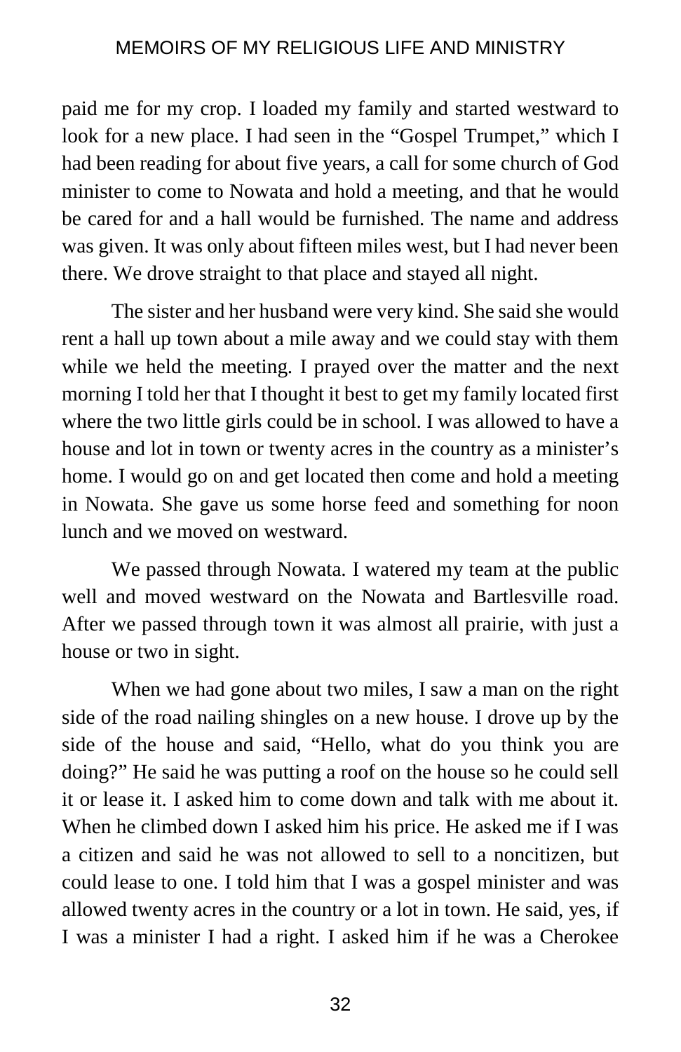paid me for my crop. I loaded my family and started westward to look for a new place. I had seen in the "Gospel Trumpet," which I had been reading for about five years, a call for some church of God minister to come to Nowata and hold a meeting, and that he would be cared for and a hall would be furnished. The name and address was given. It was only about fifteen miles west, but I had never been there. We drove straight to that place and stayed all night.

The sister and her husband were very kind. She said she would rent a hall up town about a mile away and we could stay with them while we held the meeting. I prayed over the matter and the next morning I told her that I thought it best to get my family located first where the two little girls could be in school. I was allowed to have a house and lot in town or twenty acres in the country as a minister's home. I would go on and get located then come and hold a meeting in Nowata. She gave us some horse feed and something for noon lunch and we moved on westward.

We passed through Nowata. I watered my team at the public well and moved westward on the Nowata and Bartlesville road. After we passed through town it was almost all prairie, with just a house or two in sight.

When we had gone about two miles, I saw a man on the right side of the road nailing shingles on a new house. I drove up by the side of the house and said, "Hello, what do you think you are doing?" He said he was putting a roof on the house so he could sell it or lease it. I asked him to come down and talk with me about it. When he climbed down I asked him his price. He asked me if I was a citizen and said he was not allowed to sell to a noncitizen, but could lease to one. I told him that I was a gospel minister and was allowed twenty acres in the country or a lot in town. He said, yes, if I was a minister I had a right. I asked him if he was a Cherokee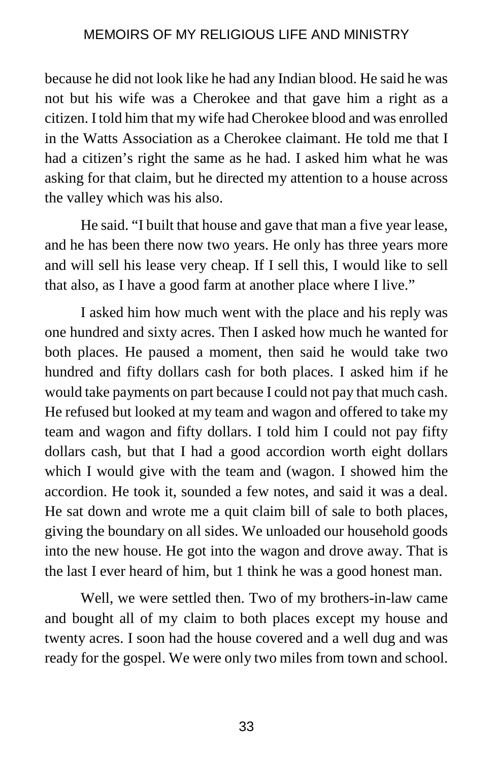because he did not look like he had any Indian blood. He said he was not but his wife was a Cherokee and that gave him a right as a citizen. I told him that my wife had Cherokee blood and was enrolled in the Watts Association as a Cherokee claimant. He told me that I had a citizen's right the same as he had. I asked him what he was asking for that claim, but he directed my attention to a house across the valley which was his also.

He said. "I built that house and gave that man a five year lease, and he has been there now two years. He only has three years more and will sell his lease very cheap. If I sell this, I would like to sell that also, as I have a good farm at another place where I live."

I asked him how much went with the place and his reply was one hundred and sixty acres. Then I asked how much he wanted for both places. He paused a moment, then said he would take two hundred and fifty dollars cash for both places. I asked him if he would take payments on part because I could not pay that much cash. He refused but looked at my team and wagon and offered to take my team and wagon and fifty dollars. I told him I could not pay fifty dollars cash, but that I had a good accordion worth eight dollars which I would give with the team and (wagon. I showed him the accordion. He took it, sounded a few notes, and said it was a deal. He sat down and wrote me a quit claim bill of sale to both places, giving the boundary on all sides. We unloaded our household goods into the new house. He got into the wagon and drove away. That is the last I ever heard of him, but 1 think he was a good honest man.

Well, we were settled then. Two of my brothers-in-law came and bought all of my claim to both places except my house and twenty acres. I soon had the house covered and a well dug and was ready for the gospel. We were only two miles from town and school.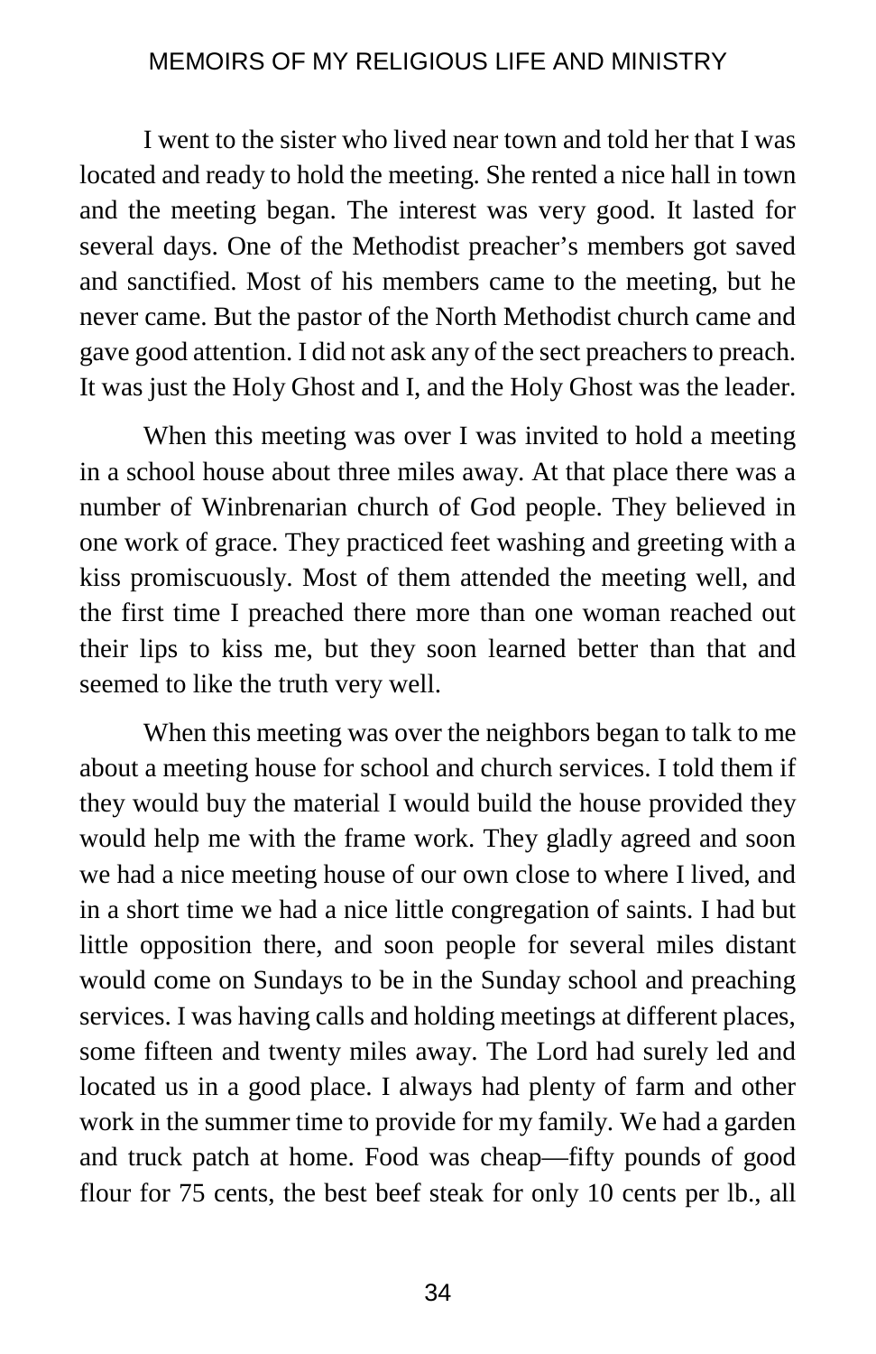I went to the sister who lived near town and told her that I was located and ready to hold the meeting. She rented a nice hall in town and the meeting began. The interest was very good. It lasted for several days. One of the Methodist preacher's members got saved and sanctified. Most of his members came to the meeting, but he never came. But the pastor of the North Methodist church came and gave good attention. I did not ask any of the sect preachers to preach. It was just the Holy Ghost and I, and the Holy Ghost was the leader.

When this meeting was over I was invited to hold a meeting in a school house about three miles away. At that place there was a number of Winbrenarian church of God people. They believed in one work of grace. They practiced feet washing and greeting with a kiss promiscuously. Most of them attended the meeting well, and the first time I preached there more than one woman reached out their lips to kiss me, but they soon learned better than that and seemed to like the truth very well.

When this meeting was over the neighbors began to talk to me about a meeting house for school and church services. I told them if they would buy the material I would build the house provided they would help me with the frame work. They gladly agreed and soon we had a nice meeting house of our own close to where I lived, and in a short time we had a nice little congregation of saints. I had but little opposition there, and soon people for several miles distant would come on Sundays to be in the Sunday school and preaching services. I was having calls and holding meetings at different places, some fifteen and twenty miles away. The Lord had surely led and located us in a good place. I always had plenty of farm and other work in the summer time to provide for my family. We had a garden and truck patch at home. Food was cheap—fifty pounds of good flour for 75 cents, the best beef steak for only 10 cents per lb., all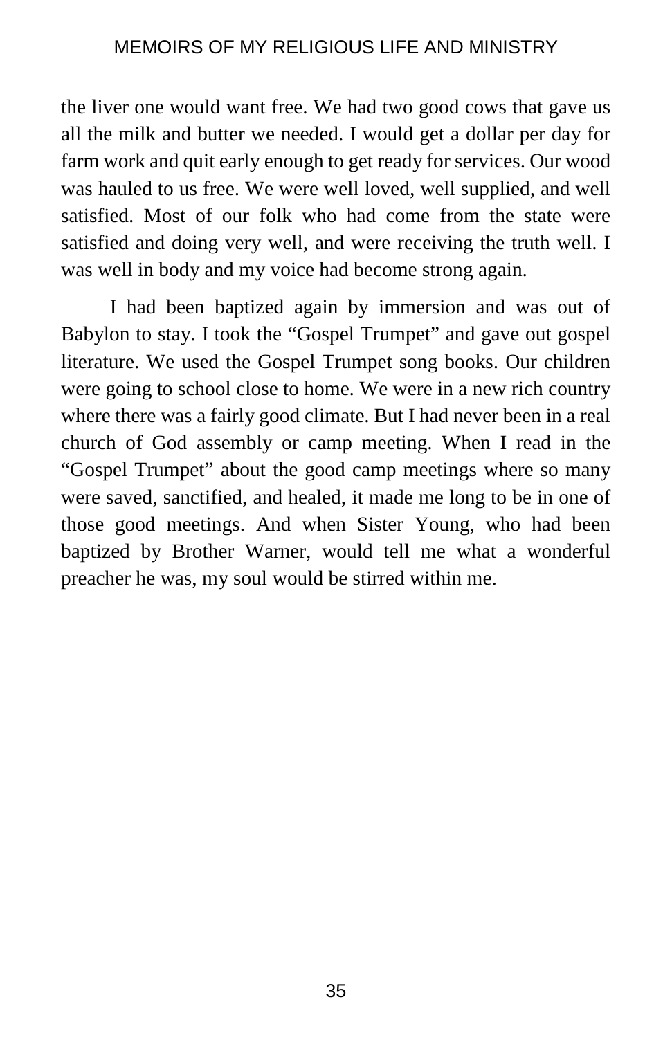the liver one would want free. We had two good cows that gave us all the milk and butter we needed. I would get a dollar per day for farm work and quit early enough to get ready for services. Our wood was hauled to us free. We were well loved, well supplied, and well satisfied. Most of our folk who had come from the state were satisfied and doing very well, and were receiving the truth well. I was well in body and my voice had become strong again.

I had been baptized again by immersion and was out of Babylon to stay. I took the "Gospel Trumpet" and gave out gospel literature. We used the Gospel Trumpet song books. Our children were going to school close to home. We were in a new rich country where there was a fairly good climate. But I had never been in a real church of God assembly or camp meeting. When I read in the "Gospel Trumpet" about the good camp meetings where so many were saved, sanctified, and healed, it made me long to be in one of those good meetings. And when Sister Young, who had been baptized by Brother Warner, would tell me what a wonderful preacher he was, my soul would be stirred within me.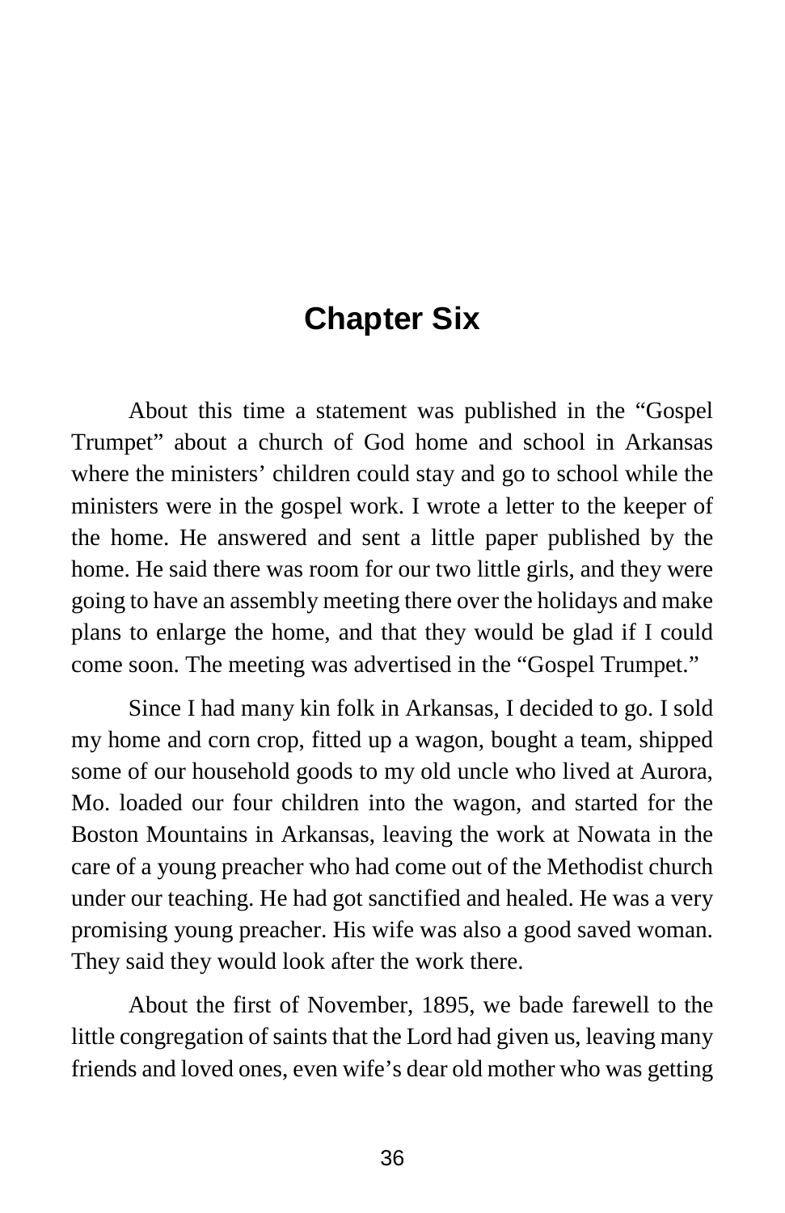# Chapter Six

About this time a statement was published in the "Gospel Trumpet" about a church of God home and school in Arkansas where the ministers' children could stay and go to school while the ministers were in the gospel work. I wrote a letter to the keeper of the home. He answered and sent a little paper published by the home. He said there was room for our two little girls, and they were going to have an assembly meeting there over the holidays and make plans to enlarge the home, and that they would be glad if I could come soon. The meeting was advertised in the "Gospel Trumpet."

Since I had many kin folk in Arkansas, I decided to go. I sold my home and corn crop, fitted up a wagon, bought a team, shipped some of our household goods to my old uncle who lived at Aurora, Mo. loaded our four children into the wagon, and started for the Boston Mountains in Arkansas, leaving the work at Nowata in the care of a young preacher who had come out of the Methodist church under our teaching. He had got sanctified and healed. He was a very promising young preacher. His wife was also a good saved woman. They said they would look after the work there.

About the first of November, 1895, we bade farewell to the little congregation of saints that the Lord had given us, leaving many friends and loved ones, even wife's dear old mother who was getting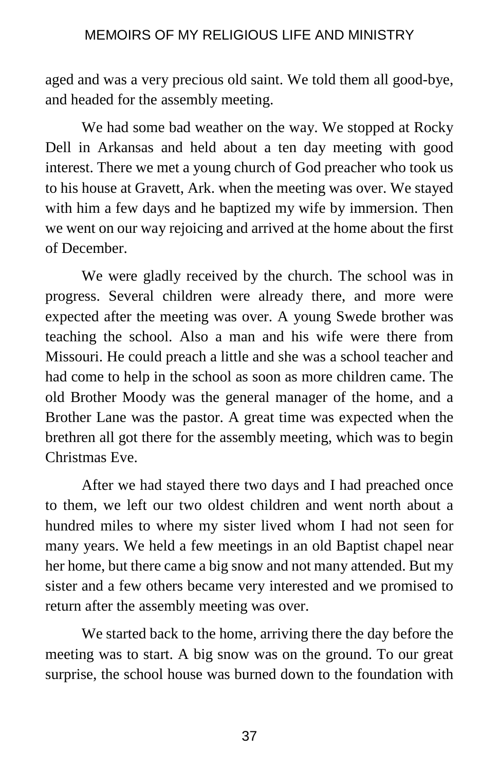aged and was a very precious old saint. We told them all good-bye, and headed for the assembly meeting.

We had some bad weather on the way. We stopped at Rocky Dell in Arkansas and held about a ten day meeting with good interest. There we met a young church of God preacher who took us to his house at Gravett, Ark. when the meeting was over. We stayed with him a few days and he baptized my wife by immersion. Then we went on our way rejoicing and arrived at the home about the first of December.

We were gladly received by the church. The school was in progress. Several children were already there, and more were expected after the meeting was over. A young Swede brother was teaching the school. Also a man and his wife were there from Missouri. He could preach a little and she was a school teacher and had come to help in the school as soon as more children came. The old Brother Moody was the general manager of the home, and a Brother Lane was the pastor. A great time was expected when the brethren all got there for the assembly meeting, which was to begin Christmas Eve.

After we had stayed there two days and I had preached once to them, we left our two oldest children and went north about a hundred miles to where my sister lived whom I had not seen for many years. We held a few meetings in an old Baptist chapel near her home, but there came a big snow and not many attended. But my sister and a few others became very interested and we promised to return after the assembly meeting was over.

We started back to the home, arriving there the day before the meeting was to start. A big snow was on the ground. To our great surprise, the school house was burned down to the foundation with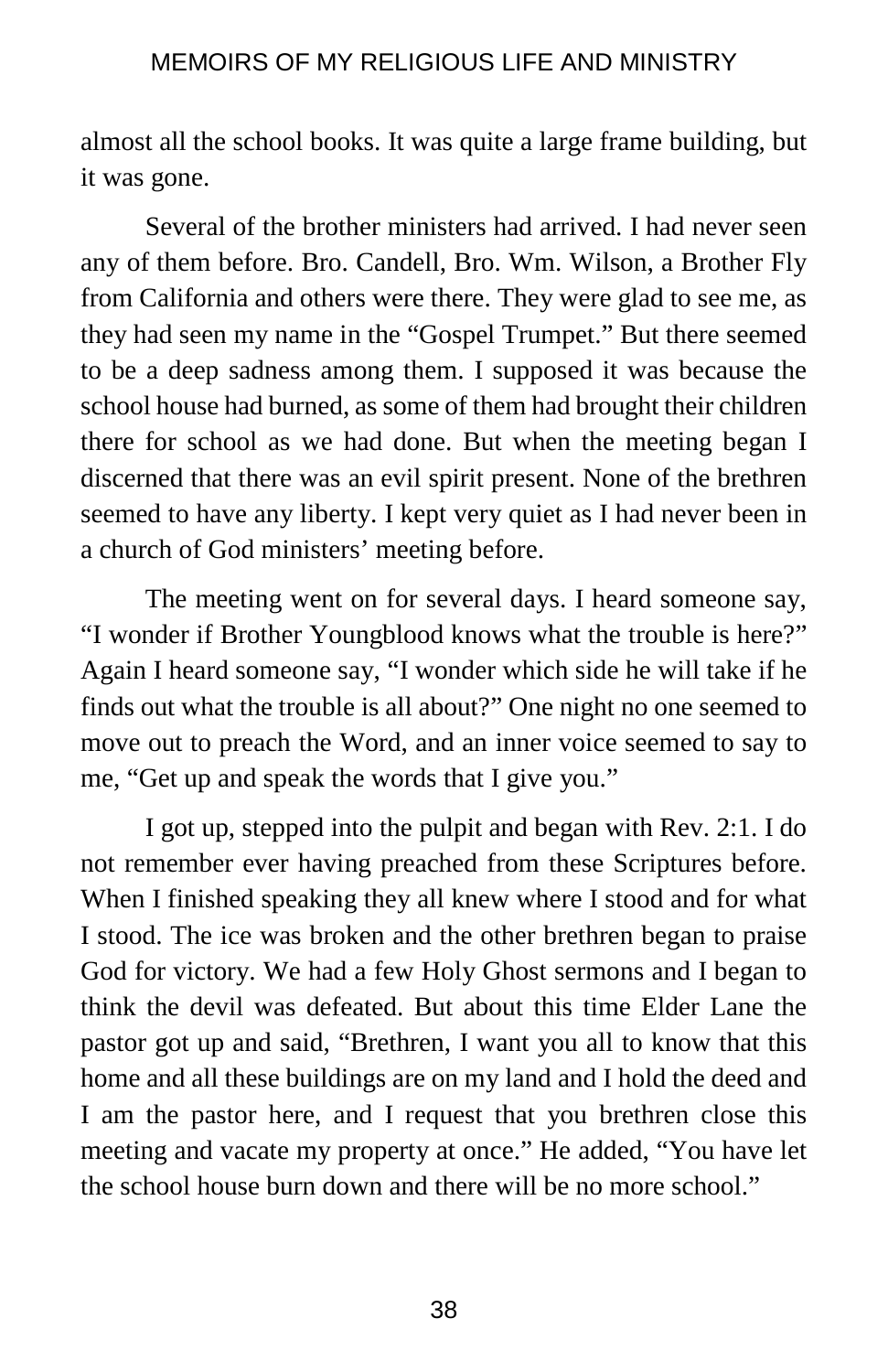almost all the school books. It was quite a large frame building, but it was gone.

Several of the brother ministers had arrived. I had never seen any of them before. Bro. Candell, Bro. Wm. Wilson, a Brother Fly from California and others were there. They were glad to see me, as they had seen my name in the "Gospel Trumpet." But there seemed to be a deep sadness among them. I supposed it was because the school house had burned, as some of them had brought their children there for school as we had done. But when the meeting began I discerned that there was an evil spirit present. None of the brethren seemed to have any liberty. I kept very quiet as I had never been in a church of God ministers' meeting before.

The meeting went on for several days. I heard someone say, "I wonder if Brother Youngblood knows what the trouble is here?" Again I heard someone say, "I wonder which side he will take if he finds out what the trouble is all about?" One night no one seemed to move out to preach the Word, and an inner voice seemed to say to me, "Get up and speak the words that I give you."

I got up, stepped into the pulpit and began with Rev. 2:1. I do not remember ever having preached from these Scriptures before. When I finished speaking they all knew where I stood and for what I stood. The ice was broken and the other brethren began to praise God for victory. We had a few Holy Ghost sermons and I began to think the devil was defeated. But about this time Elder Lane the pastor got up and said, "Brethren, I want you all to know that this home and all these buildings are on my land and I hold the deed and I am the pastor here, and I request that you brethren close this meeting and vacate my property at once." He added, "You have let the school house burn down and there will be no more school."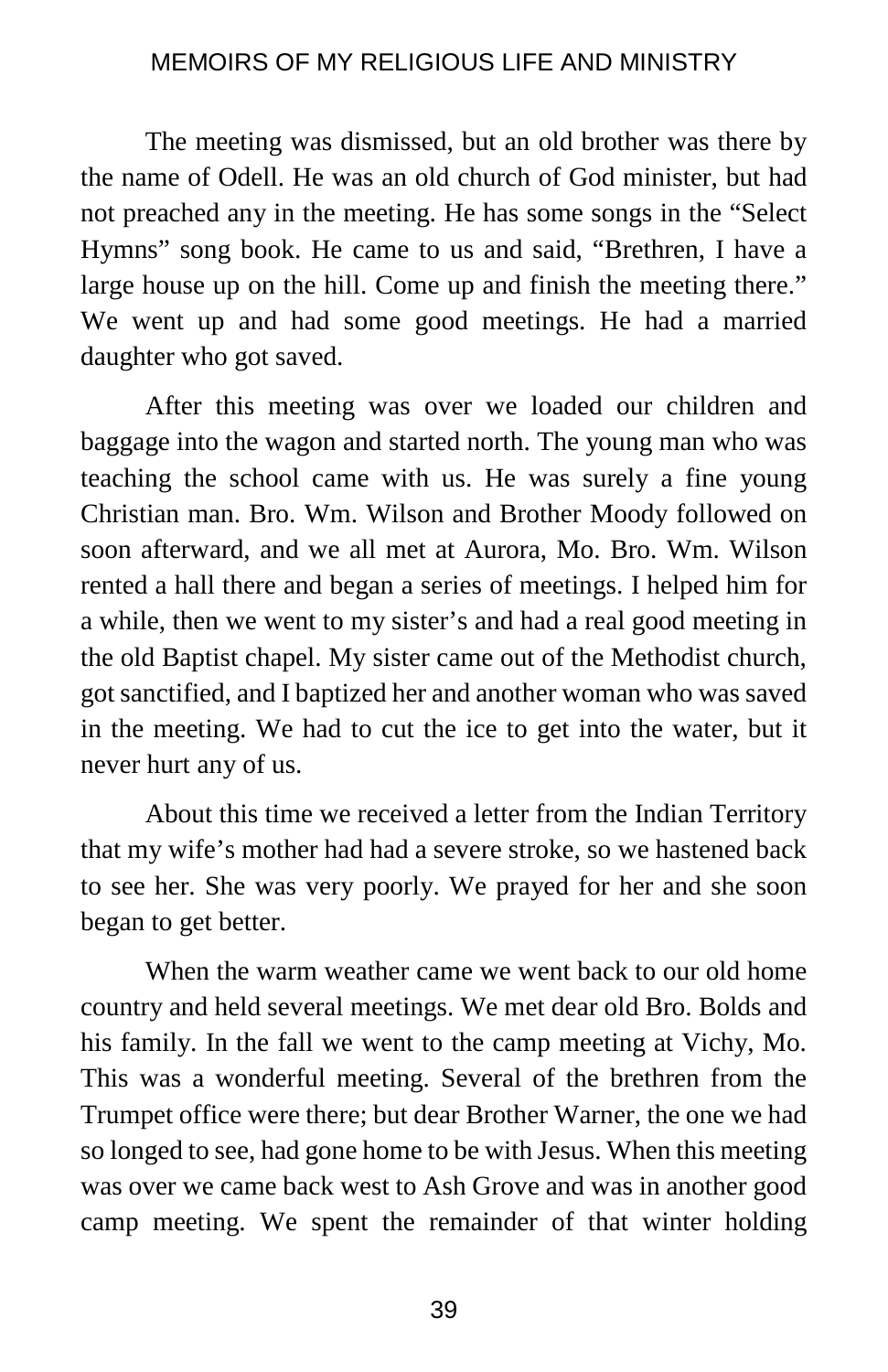The meeting was dismissed, but an old brother was there by the name of Odell. He was an old church of God minister, but had not preached any in the meeting. He has some songs in the "Select Hymns" song book. He came to us and said, "Brethren, I have a large house up on the hill. Come up and finish the meeting there." We went up and had some good meetings. He had a married daughter who got saved.

After this meeting was over we loaded our children and baggage into the wagon and started north. The young man who was teaching the school came with us. He was surely a fine young Christian man. Bro. Wm. Wilson and Brother Moody followed on soon afterward, and we all met at Aurora, Mo. Bro. Wm. Wilson rented a hall there and began a series of meetings. I helped him for a while, then we went to my sister's and had a real good meeting in the old Baptist chapel. My sister came out of the Methodist church, got sanctified, and I baptized her and another woman who was saved in the meeting. We had to cut the ice to get into the water, but it never hurt any of us.

About this time we received a letter from the Indian Territory that my wife's mother had had a severe stroke, so we hastened back to see her. She was very poorly. We prayed for her and she soon began to get better.

When the warm weather came we went back to our old home country and held several meetings. We met dear old Bro. Bolds and his family. In the fall we went to the camp meeting at Vichy, Mo. This was a wonderful meeting. Several of the brethren from the Trumpet office were there; but dear Brother Warner, the one we had so longed to see, had gone home to be with Jesus. When this meeting was over we came back west to Ash Grove and was in another good camp meeting. We spent the remainder of that winter holding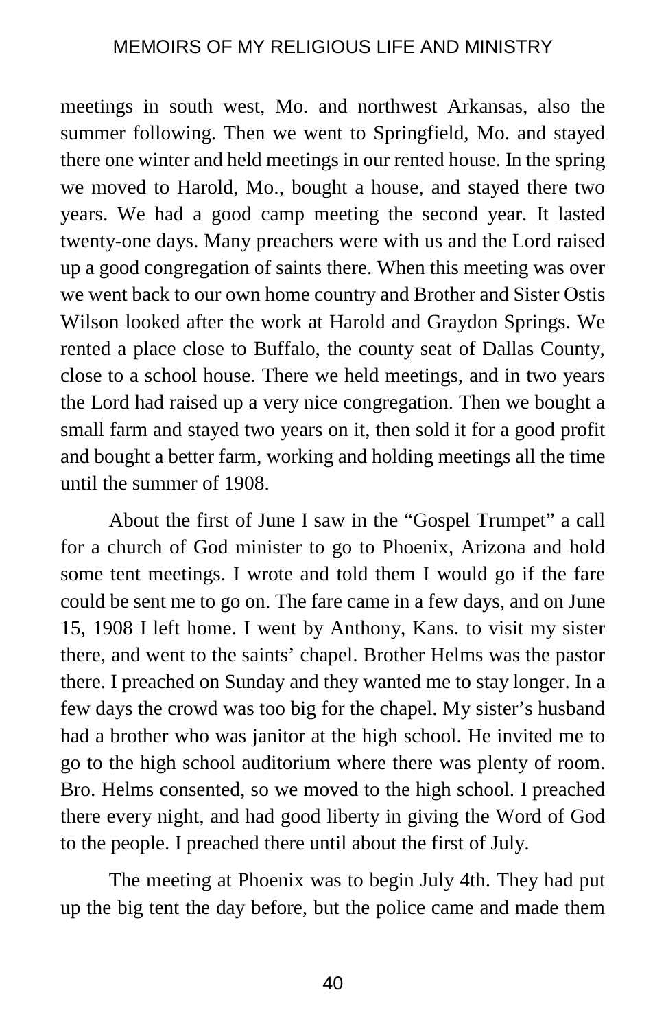meetings in south west, Mo. and northwest Arkansas, also the summer following. Then we went to Springfield, Mo. and stayed there one winter and held meetings in our rented house. In the spring we moved to Harold, Mo., bought a house, and stayed there two years. We had a good camp meeting the second year. It lasted twenty-one days. Many preachers were with us and the Lord raised up a good congregation of saints there. When this meeting was over we went back to our own home country and Brother and Sister Ostis Wilson looked after the work at Harold and Graydon Springs. We rented a place close to Buffalo, the county seat of Dallas County, close to a school house. There we held meetings, and in two years the Lord had raised up a very nice congregation. Then we bought a small farm and stayed two years on it, then sold it for a good profit and bought a better farm, working and holding meetings all the time until the summer of 1908.

About the first of June I saw in the "Gospel Trumpet" a call for a church of God minister to go to Phoenix, Arizona and hold some tent meetings. I wrote and told them I would go if the fare could be sent me to go on. The fare came in a few days, and on June 15, 1908 I left home. I went by Anthony, Kans. to visit my sister there, and went to the saints' chapel. Brother Helms was the pastor there. I preached on Sunday and they wanted me to stay longer. In a few days the crowd was too big for the chapel. My sister's husband had a brother who was janitor at the high school. He invited me to go to the high school auditorium where there was plenty of room. Bro. Helms consented, so we moved to the high school. I preached there every night, and had good liberty in giving the Word of God to the people. I preached there until about the first of July.

The meeting at Phoenix was to begin July 4th. They had put up the big tent the day before, but the police came and made them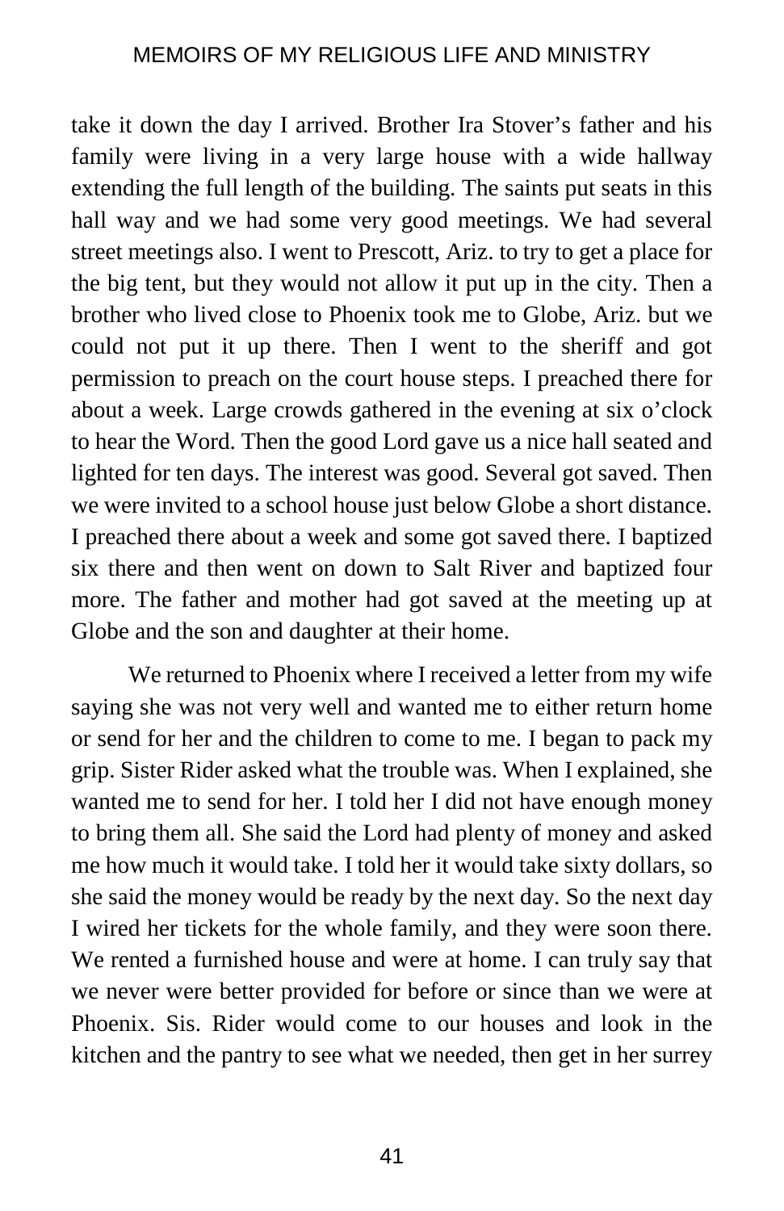take it down the day I arrived. Brother Ira Stover's father and his family were living in a very large house with a wide hallway extending the full length of the building. The saints put seats in this hall way and we had some very good meetings. We had several street meetings also. I went to Prescott, Ariz. to try to get a place for the big tent, but they would not allow it put up in the city. Then a brother who lived close to Phoenix took me to Globe, Ariz. but we could not put it up there. Then I went to the sheriff and got permission to preach on the court house steps. I preached there for about a week. Large crowds gathered in the evening at six o'clock to hear the Word. Then the good Lord gave us a nice hall seated and lighted for ten days. The interest was good. Several got saved. Then we were invited to a school house just below Globe a short distance. I preached there about a week and some got saved there. I baptized six there and then went on down to Salt River and baptized four more. The father and mother had got saved at the meeting up at Globe and the son and daughter at their home.

We returned to Phoenix where I received a letter from my wife saying she was not very well and wanted me to either return home or send for her and the children to come to me. I began to pack my grip. Sister Rider asked what the trouble was. When I explained, she wanted me to send for her. I told her I did not have enough money to bring them all. She said the Lord had plenty of money and asked me how much it would take. I told her it would take sixty dollars, so she said the money would be ready by the next day. So the next day I wired her tickets for the whole family, and they were soon there. We rented a furnished house and were at home. I can truly say that we never were better provided for before or since than we were at Phoenix. Sis. Rider would come to our houses and look in the kitchen and the pantry to see what we needed, then get in her surrey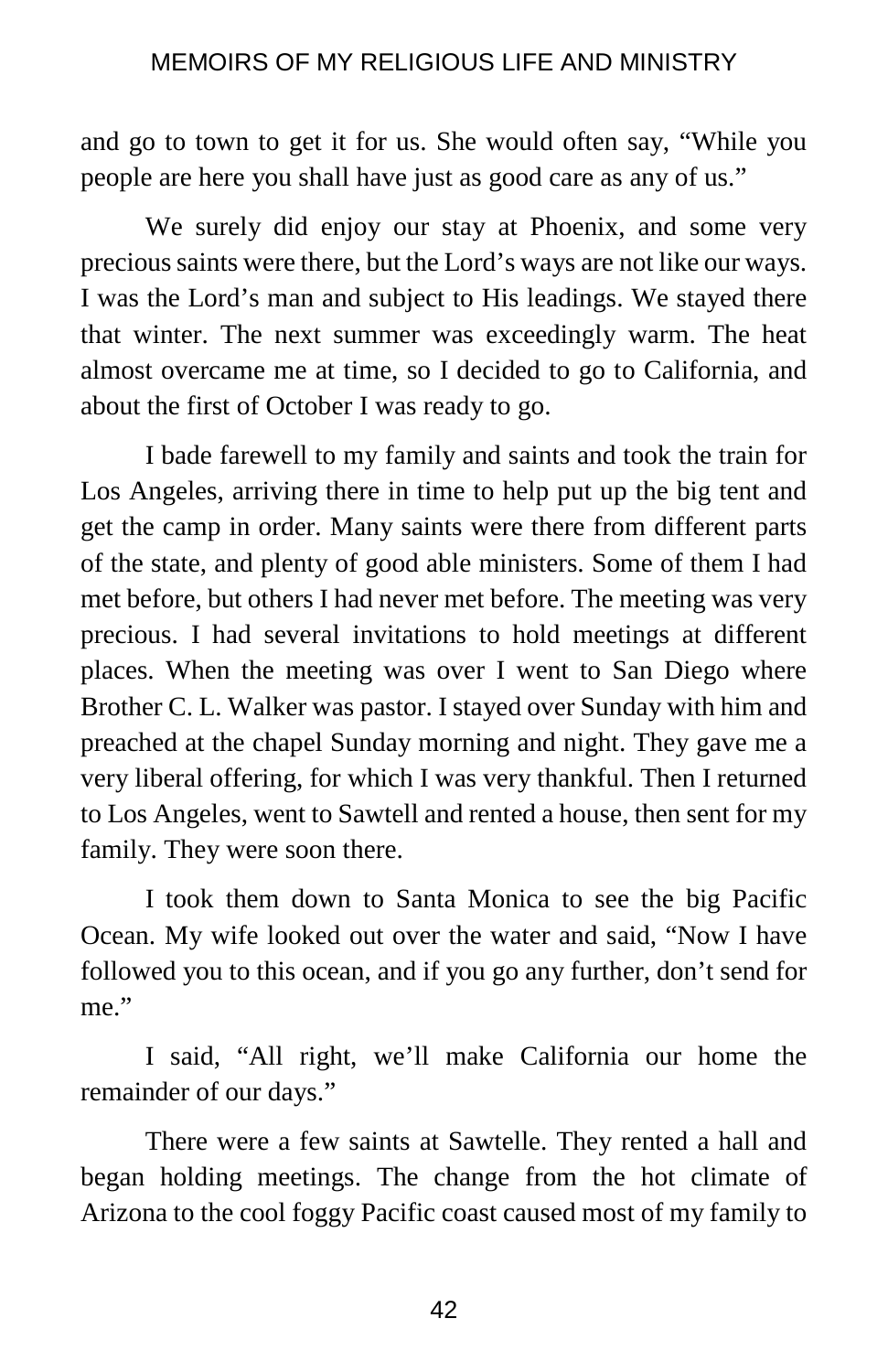and go to town to get it for us. She would often say, "While you people are here you shall have just as good care as any of us."

We surely did enjoy our stay at Phoenix, and some very precious saints were there, but the Lord's ways are not like our ways. I was the Lord's man and subject to His leadings. We stayed there that winter. The next summer was exceedingly warm. The heat almost overcame me at time, so I decided to go to California, and about the first of October I was ready to go.

I bade farewell to my family and saints and took the train for Los Angeles, arriving there in time to help put up the big tent and get the camp in order. Many saints were there from different parts of the state, and plenty of good able ministers. Some of them I had met before, but others I had never met before. The meeting was very precious. I had several invitations to hold meetings at different places. When the meeting was over I went to San Diego where Brother C. L. Walker was pastor. I stayed over Sunday with him and preached at the chapel Sunday morning and night. They gave me a very liberal offering, for which I was very thankful. Then I returned to Los Angeles, went to Sawtell and rented a house, then sent for my family. They were soon there.

I took them down to Santa Monica to see the big Pacific Ocean. My wife looked out over the water and said, "Now I have followed you to this ocean, and if you go any further, don't send for me."

I said, "All right, we'll make California our home the remainder of our days."

There were a few saints at Sawtelle. They rented a hall and began holding meetings. The change from the hot climate of Arizona to the cool foggy Pacific coast caused most of my family to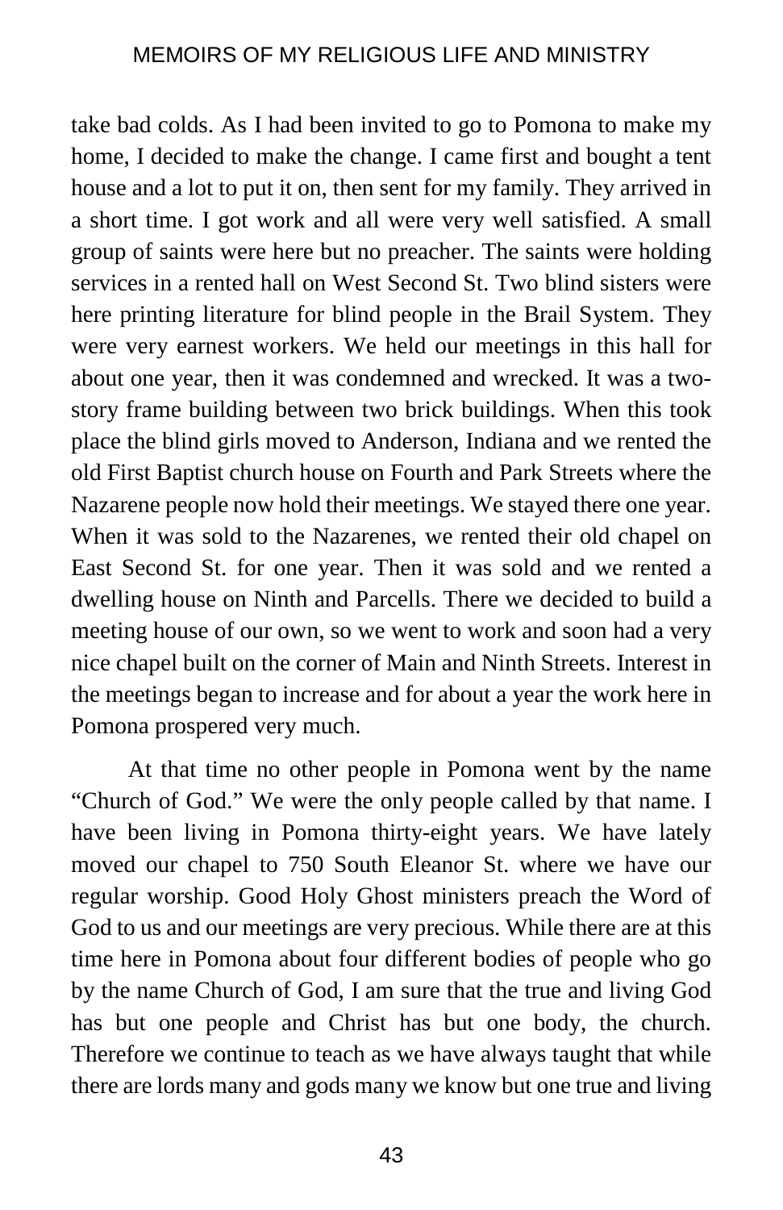take bad colds. As I had been invited to go to Pomona to make my home, I decided to make the change. I came first and bought a tent house and a lot to put it on, then sent for my family. They arrived in a short time. I got work and all were very well satisfied. A small group of saints were here but no preacher. The saints were holding services in a rented hall on West Second St. Two blind sisters were here printing literature for blind people in the Brail System. They were very earnest workers. We held our meetings in this hall for about one year, then it was condemned and wrecked. It was a two-story frame building between two brick buildings. When this took place the blind girls moved to Anderson, Indiana and we rented the old First Baptist church house on Fourth and Park Streets where the Nazarene people now hold their meetings. We stayed there one year. When it was sold to the Nazarenes, we rented their old chapel on East Second St. for one year. Then it was sold and we rented a dwelling house on Ninth and Parcells. There we decided to build a meeting house of our own, so we went to work and soon had a very nice chapel built on the corner of Main and Ninth Streets. Interest in the meetings began to increase and for about a year the work here in Pomona prospered very much.

At that time no other people in Pomona went by the name "Church of God." We were the only people called by that name. I have been living in Pomona thirty-eight years. We have lately moved our chapel to 750 South Eleanor St. where we have our regular worship. Good Holy Ghost ministers preach the Word of God to us and our meetings are very precious. While there are at this time here in Pomona about four different bodies of people who go by the name Church of God, I am sure that the true and living God has but one people and Christ has but one body, the church. Therefore we continue to teach as we have always taught that while there are lords many and gods many we know but one true and living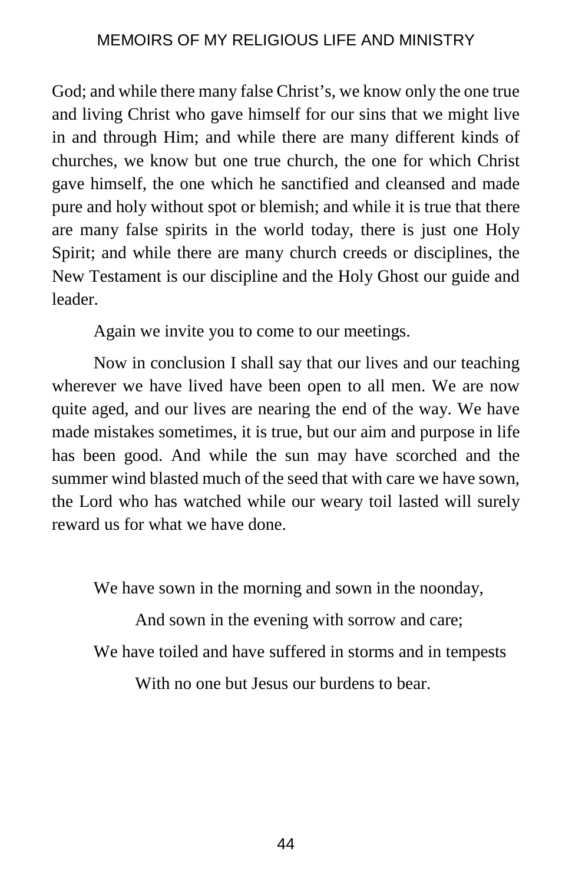God; and while there many false Christ's, we know only the one true and living Christ who gave himself for our sins that we might live in and through Him; and while there are many different kinds of churches, we know but one true church, the one for which Christ gave himself, the one which he sanctified and cleansed and made pure and holy without spot or blemish; and while it is true that there are many false spirits in the world today, there is just one Holy Spirit; and while there are many church creeds or disciplines, the New Testament is our discipline and the Holy Ghost our guide and leader.

Again we invite you to come to our meetings.

Now in conclusion I shall say that our lives and our teaching wherever we have lived have been open to all men. We are now quite aged, and our lives are nearing the end of the way. We have made mistakes sometimes, it is true, but our aim and purpose in life has been good. And while the sun may have scorched and the summer wind blasted much of the seed that with care we have sown, the Lord who has watched while our weary toil lasted will surely reward us for what we have done.

We have sown in the morning and sown in the noonday,
  And sown in the evening with sorrow and care;
We have toiled and have suffered in storms and in tempests
  With no one but Jesus our burdens to bear.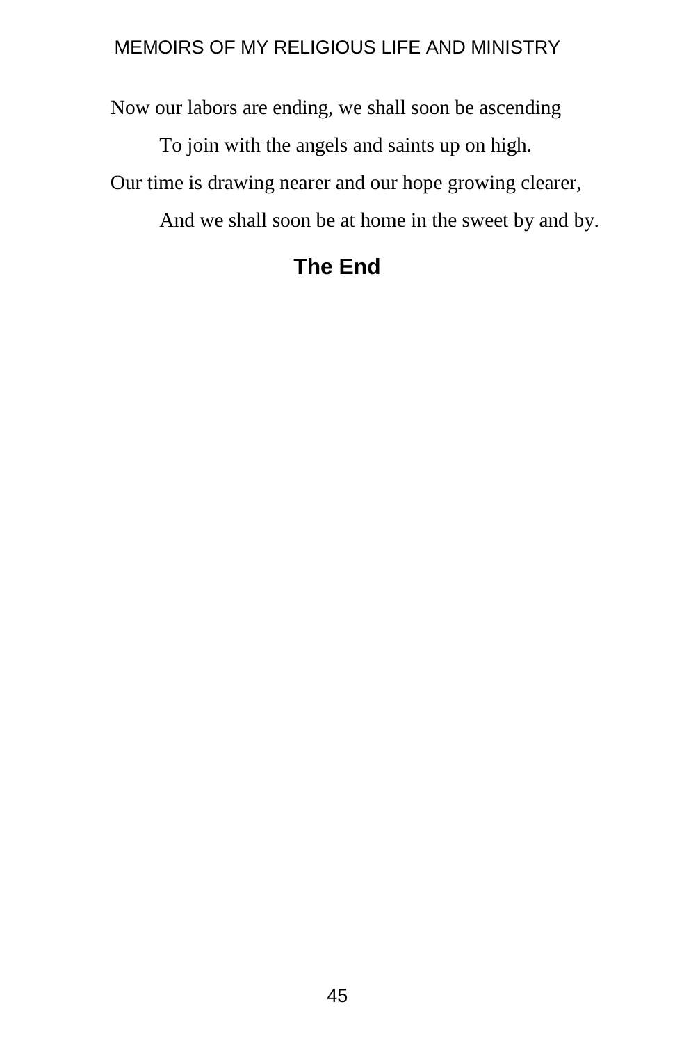Now our labors are ending, we shall soon be ascending

To join with the angels and saints up on high.

Our time is drawing nearer and our hope growing clearer,

And we shall soon be at home in the sweet by and by.

## The End